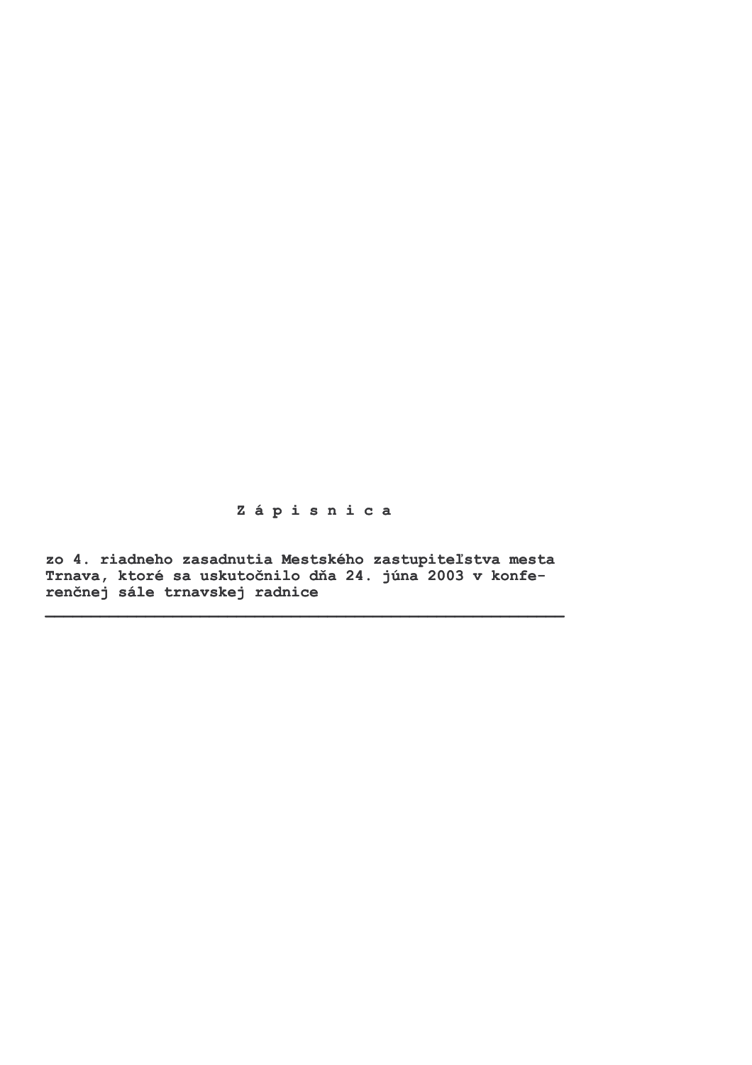# Z á p i s n i c a

**zo 4. riadneho zasadnutia Mestského zastupiteľstva mesta Trnava, ktoré sa uskutočnilo dňa 24. júna 2003 v konferenčnej sále trnavskej radnice**

---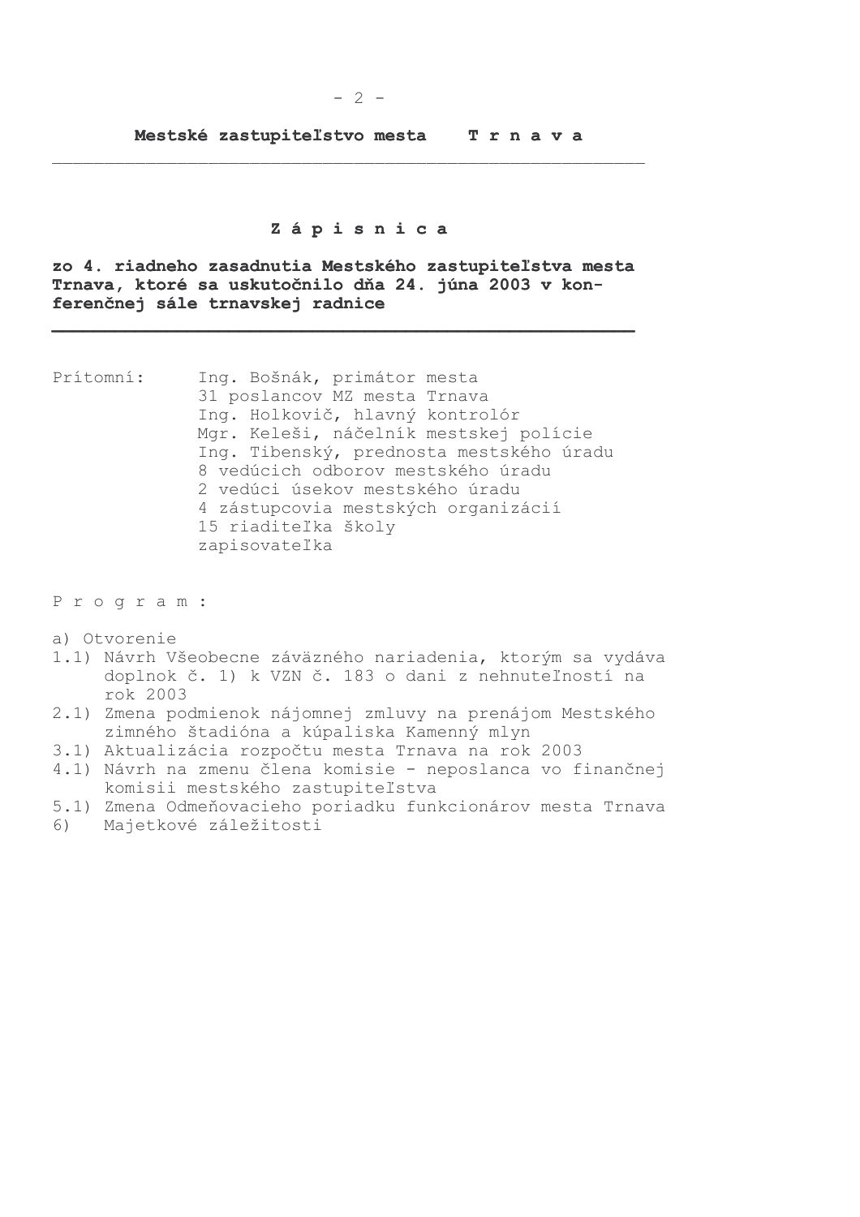**Mestské zastupiteľstvo mesta T r n a v a**

# Z á p i s n i c a

**zo 4. riadneho zasadnutia Mestského zastupiteľstva mesta Trnava, ktoré sa uskutočnilo dňa 24. júna 2003 v konferenčnej sále trnavskej radnice**

Prítomní: Ing. Bošnák, primátor mesta
31 poslancov MZ mesta Trnava
Ing. Holkovič, hlavný kontrolór
Mgr. Keleši, náčelník mestskej polície
Ing. Tibenský, prednosta mestského úradu
8 vedúcich odborov mestského úradu
2 vedúci úsekov mestského úradu
4 zástupcovia mestských organizácií
15 riaditeľka školy
zapisovateľka

P r o g r a m :

a) Otvorenie
1.1) Návrh Všeobecne záväzného nariadenia, ktorým sa vydáva doplnok č. 1) k VZN č. 183 o dani z nehnuteľností na rok 2003
2.1) Zmena podmienok nájomnej zmluvy na prenájom Mestského zimného štadióna a kúpaliska Kamenný mlyn
3.1) Aktualizácia rozpočtu mesta Trnava na rok 2003
4.1) Návrh na zmenu člena komisie - neposlanca vo finančnej komisii mestského zastupiteľstva
5.1) Zmena Odmeňovacieho poriadku funkcionárov mesta Trnava
6) Majetkové záležitosti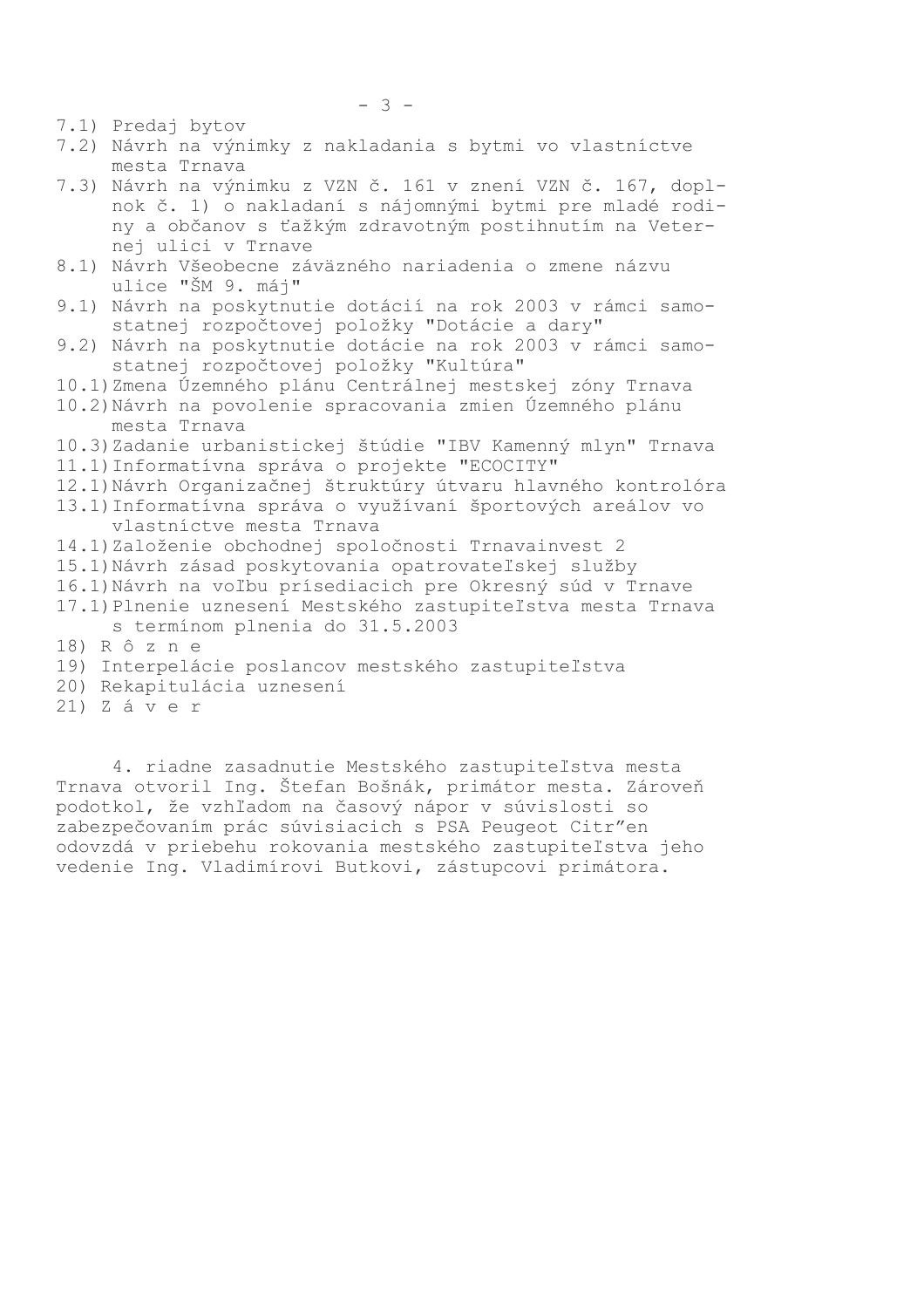7.1) Predaj bytov
7.2) Návrh na výnimky z nakladania s bytmi vo vlastníctve mesta Trnava
7.3) Návrh na výnimku z VZN č. 161 v znení VZN č. 167, doplnok č. 1) o nakladaní s nájomnými bytmi pre mladé rodiny a občanov s ťažkým zdravotným postihnutím na Veternej ulici v Trnave
8.1) Návrh Všeobecne záväzného nariadenia o zmene názvu ulice "ŠM 9. máj"
9.1) Návrh na poskytnutie dotácií na rok 2003 v rámci samostatnej rozpočtovej položky "Dotácie a dary"
9.2) Návrh na poskytnutie dotácie na rok 2003 v rámci samostatnej rozpočtovej položky "Kultúra"
10.1) Zmena Územného plánu Centrálnej mestskej zóny Trnava
10.2) Návrh na povolenie spracovania zmien Územného plánu mesta Trnava
10.3) Zadanie urbanistickej štúdie "IBV Kamenný mlyn" Trnava
11.1) Informatívna správa o projekte "ECOCITY"
12.1) Návrh Organizačnej štruktúry útvaru hlavného kontrolóra
13.1) Informatívna správa o využívaní športových areálov vo vlastníctve mesta Trnava
14.1) Založenie obchodnej spoločnosti Trnavainvest 2
15.1) Návrh zásad poskytovania opatrovateľskej služby
16.1) Návrh na voľbu prísediacich pre Okresný súd v Trnave
17.1) Plnenie uznesení Mestského zastupiteľstva mesta Trnava s termínom plnenia do 31.5.2003
18) R ô z n e
19) Interpelácie poslancov mestského zastupiteľstva
20) Rekapitulácia uznesení
21) Z á v e r

4. riadne zasadnutie Mestského zastupiteľstva mesta Trnava otvoril Ing. Štefan Bošnák, primátor mesta. Zároveň podotkol, že vzhľadom na časový nápor v súvislosti so zabezpečovaním prác súvisiacich s PSA Peugeot Citr”en odovzdá v priebehu rokovania mestského zastupiteľstva jeho vedenie Ing. Vladimírovi Butkovi, zástupcovi primátora.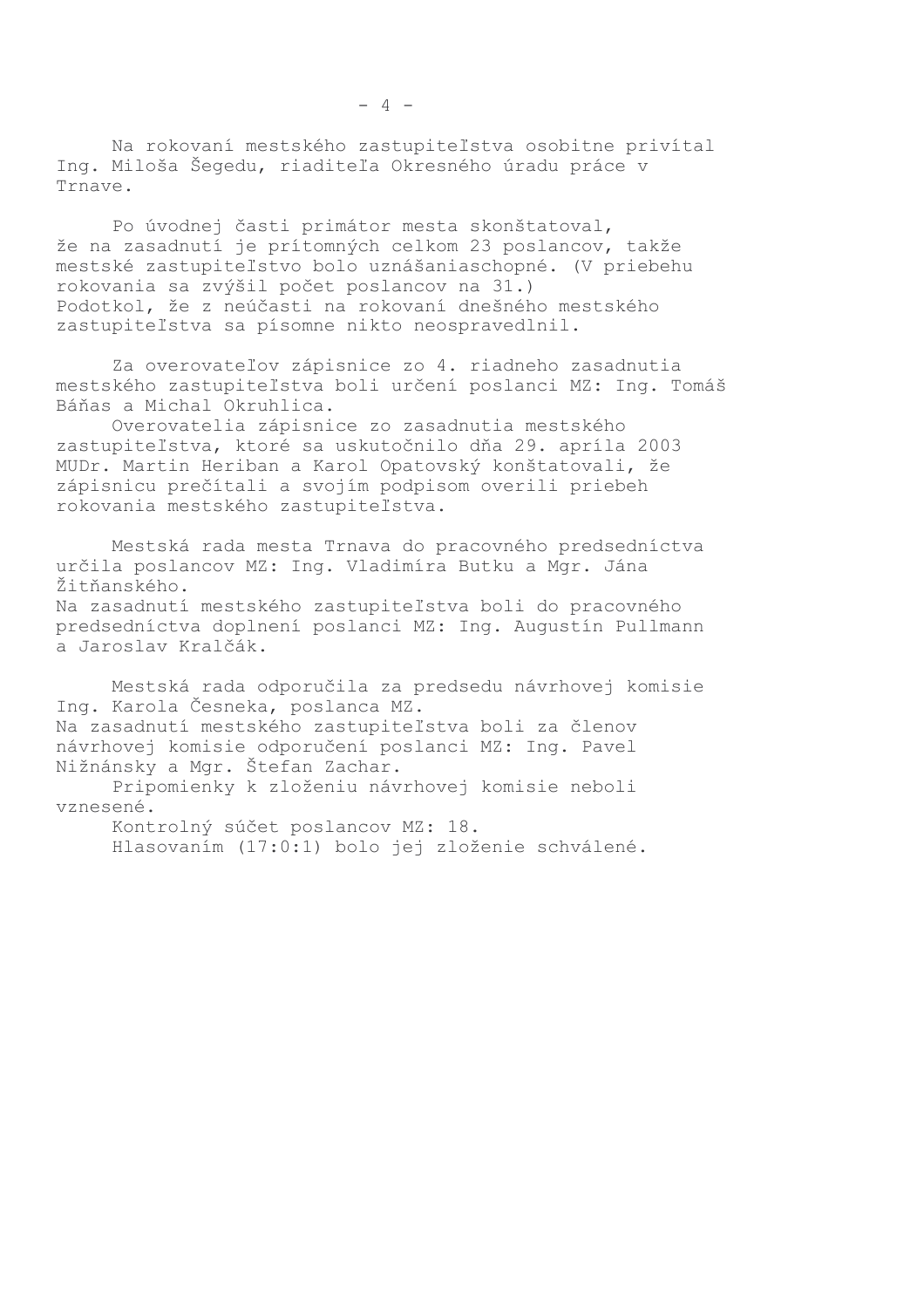Na rokovaní mestského zastupiteľstva osobitne privítal Ing. Miloša Šegedu, riaditeľa Okresného úradu práce v Trnave.

Po úvodnej časti primátor mesta skonštatoval, že na zasadnutí je prítomných celkom 23 poslancov, takže mestské zastupiteľstvo bolo uznášaniaschopné. (V priebehu rokovania sa zvýšil počet poslancov na 31.)
Podotkol, že z neúčasti na rokovaní dnešného mestského zastupiteľstva sa písomne nikto neospravedlnil.

Za overovateľov zápisnice zo 4. riadneho zasadnutia mestského zastupiteľstva boli určení poslanci MZ: Ing. Tomáš Báňas a Michal Okruhlica.
Overovatelia zápisnice zo zasadnutia mestského zastupiteľstva, ktoré sa uskutočnilo dňa 29. apríla 2003 MUDr. Martin Heriban a Karol Opatovský konštatovali, že zápisnicu prečítali a svojím podpisom overili priebeh rokovania mestského zastupiteľstva.

Mestská rada mesta Trnava do pracovného predsedníctva určila poslancov MZ: Ing. Vladimíra Butku a Mgr. Jána Žitňanského.
Na zasadnutí mestského zastupiteľstva boli do pracovného predsedníctva doplnení poslanci MZ: Ing. Augustín Pullmann a Jaroslav Kralčák.

Mestská rada odporučila za predsedu návrhovej komisie Ing. Karola Česneka, poslanca MZ.
Na zasadnutí mestského zastupiteľstva boli za členov návrhovej komisie odporučení poslanci MZ: Ing. Pavel Nižnánsky a Mgr. Štefan Zachar.
Pripomienky k zloženiu návrhovej komisie neboli vznesené.
Kontrolný súčet poslancov MZ: 18.
Hlasovaním (17:0:1) bolo jej zloženie schválené.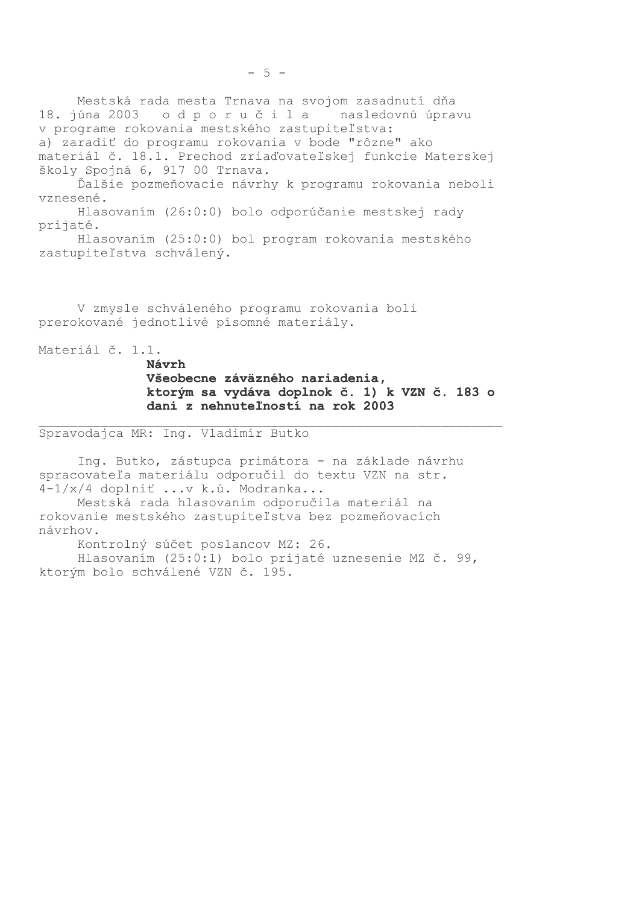Mestská rada mesta Trnava na svojom zasadnutí dňa 18. júna 2003 o d p o r u č i l a nasledovnú úpravu v programe rokovania mestského zastupiteľstva:
a) zaradiť do programu rokovania v bode "rôzne" ako materiál č. 18.1. Prechod zriaďovateľskej funkcie Materskej školy Spojná 6, 917 00 Trnava.

Ďalšie pozmeňovacie návrhy k programu rokovania neboli vznesené.

Hlasovaním (26:0:0) bolo odporúčanie mestskej rady prijaté.

Hlasovaním (25:0:0) bol program rokovania mestského zastupiteľstva schválený.

V zmysle schváleného programu rokovania boli prerokované jednotlivé písomné materiály.

Materiál č. 1.1.

**Návrh**
**Všeobecne záväzného nariadenia, ktorým sa vydáva doplnok č. 1) k VZN č. 183 o dani z nehnuteľností na rok 2003**

---

Spravodajca MR: Ing. Vladimír Butko

Ing. Butko, zástupca primátora - na základe návrhu spracovateľa materiálu odporučil do textu VZN na str. 4-1/x/4 doplniť ...v k.ú. Modranka...

Mestská rada hlasovaním odporučila materiál na rokovanie mestského zastupiteľstva bez pozmeňovacích návrhov.

Kontrolný súčet poslancov MZ: 26.

Hlasovaním (25:0:1) bolo prijaté uznesenie MZ č. 99, ktorým bolo schválené VZN č. 195.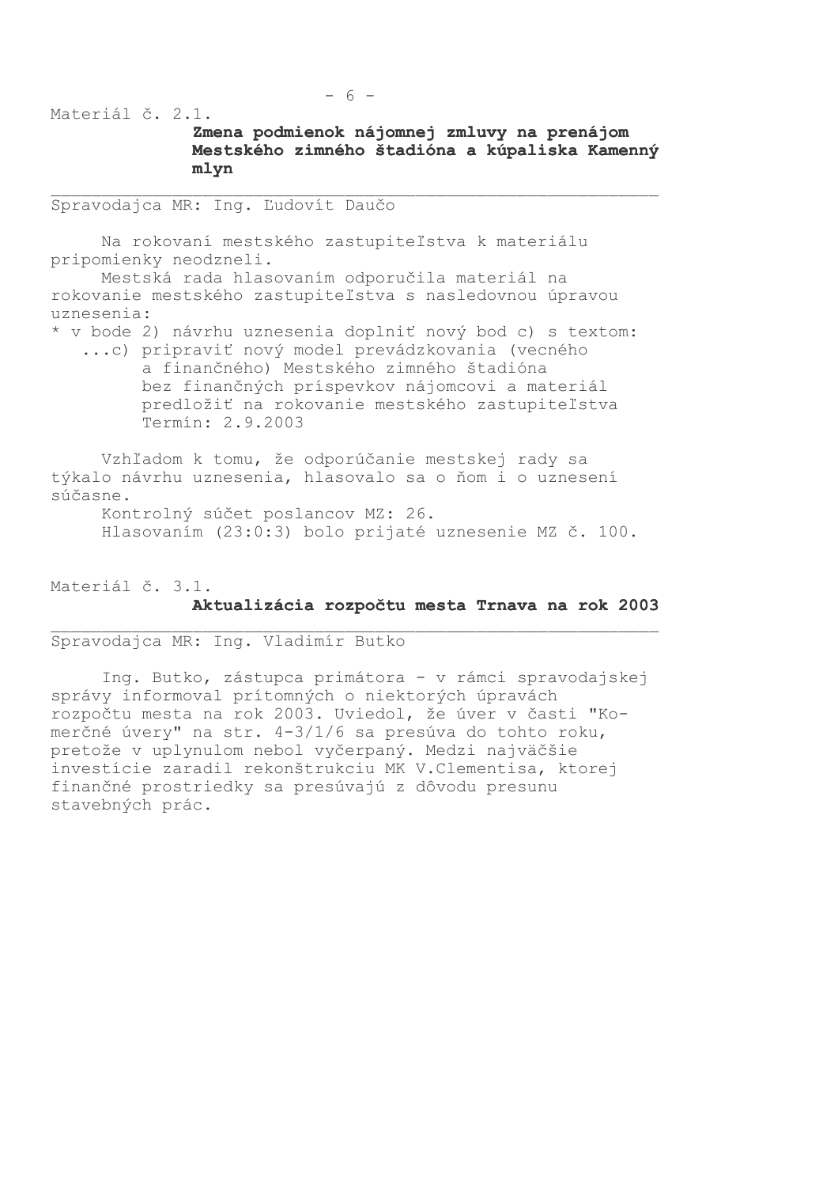Materiál č. 2.1.

**Zmena podmienok nájomnej zmluvy na prenájom Mestského zimného štadióna a kúpaliska Kamenný mlyn**

---

Spravodajca MR: Ing. Ľudovít Daučo

Na rokovaní mestského zastupiteľstva k materiálu pripomienky neodzneli.

Mestská rada hlasovaním odporučila materiál na rokovanie mestského zastupiteľstva s nasledovnou úpravou uznesenia:

* v bode 2) návrhu uznesenia doplniť nový bod c) s textom:
  ...c) pripraviť nový model prevádzkovania (vecného a finančného) Mestského zimného štadióna bez finančných príspevkov nájomcovi a materiál predložiť na rokovanie mestského zastupiteľstva
  Termín: 2.9.2003

Vzhľadom k tomu, že odporúčanie mestskej rady sa týkalo návrhu uznesenia, hlasovalo sa o ňom i o uznesení súčasne.

Kontrolný súčet poslancov MZ: 26.

Hlasovaním (23:0:3) bolo prijaté uznesenie MZ č. 100.

Materiál č. 3.1.

**Aktualizácia rozpočtu mesta Trnava na rok 2003**

---

Spravodajca MR: Ing. Vladimír Butko

Ing. Butko, zástupca primátora - v rámci spravodajskej správy informoval prítomných o niektorých úpravách rozpočtu mesta na rok 2003. Uviedol, že úver v časti "Komerčné úvery" na str. 4-3/1/6 sa presúva do tohto roku, pretože v uplynulom nebol vyčerpaný. Medzi najväčšie investície zaradil rekonštrukciu MK V.Clementisa, ktorej finančné prostriedky sa presúvajú z dôvodu presunu stavebných prác.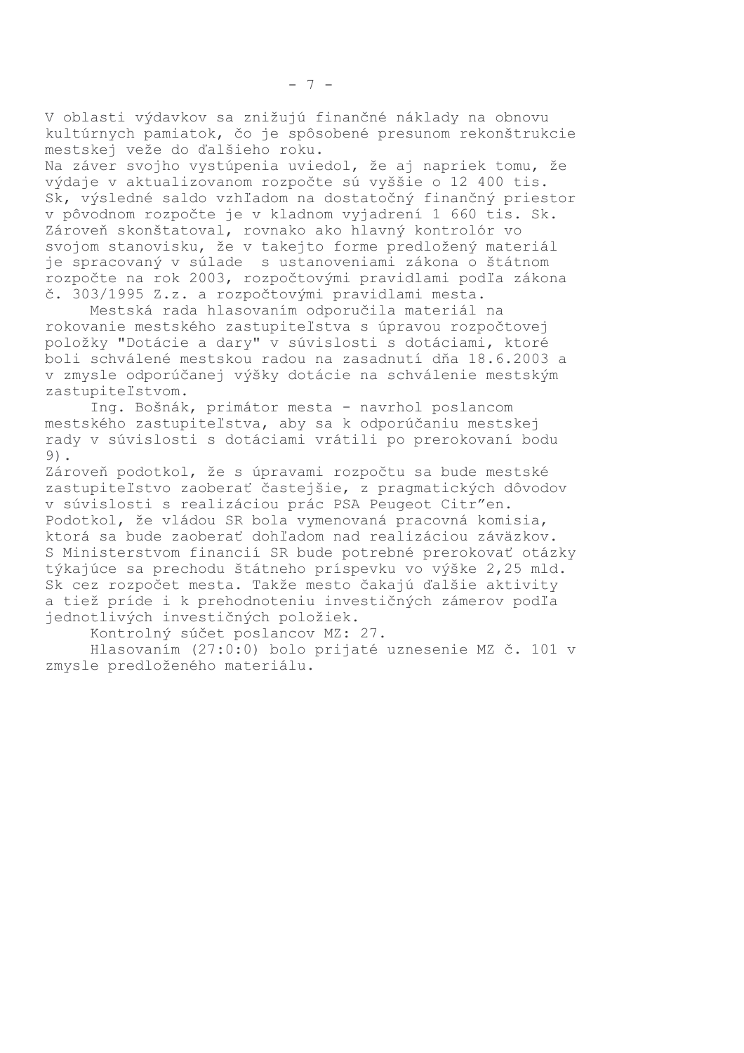V oblasti výdavkov sa znižujú finančné náklady na obnovu kultúrnych pamiatok, čo je spôsobené presunom rekonštrukcie mestskej veže do ďalšieho roku.
Na záver svojho vystúpenia uviedol, že aj napriek tomu, že výdaje v aktualizovanom rozpočte sú vyššie o 12 400 tis. Sk, výsledné saldo vzhľadom na dostatočný finančný priestor v pôvodnom rozpočte je v kladnom vyjadrení 1 660 tis. Sk. Zároveň skonštatoval, rovnako ako hlavný kontrolór vo svojom stanovisku, že v takejto forme predložený materiál je spracovaný v súlade s ustanoveniami zákona o štátnom rozpočte na rok 2003, rozpočtovými pravidlami podľa zákona č. 303/1995 Z.z. a rozpočtovými pravidlami mesta.

Mestská rada hlasovaním odporučila materiál na rokovanie mestského zastupiteľstva s úpravou rozpočtovej položky "Dotácie a dary" v súvislosti s dotáciami, ktoré boli schválené mestskou radou na zasadnutí dňa 18.6.2003 a v zmysle odporúčanej výšky dotácie na schválenie mestským zastupiteľstvom.

Ing. Bošnák, primátor mesta - navrhol poslancom mestského zastupiteľstva, aby sa k odporúčaniu mestskej rady v súvislosti s dotáciami vrátili po prerokovaní bodu 9).
Zároveň podotkol, že s úpravami rozpočtu sa bude mestské zastupiteľstvo zaoberať častejšie, z pragmatických dôvodov v súvislosti s realizáciou prác PSA Peugeot Citr"en. Podotkol, že vládou SR bola vymenovaná pracovná komisia, ktorá sa bude zaoberať dohľadom nad realizáciou záväzkov. S Ministerstvom financií SR bude potrebné prerokovať otázky týkajúce sa prechodu štátneho príspevku vo výške 2,25 mld. Sk cez rozpočet mesta. Takže mesto čakajú ďalšie aktivity a tiež príde i k prehodnoteniu investičných zámerov podľa jednotlivých investičných položiek.

Kontrolný súčet poslancov MZ: 27.

Hlasovaním (27:0:0) bolo prijaté uznesenie MZ č. 101 v zmysle predloženého materiálu.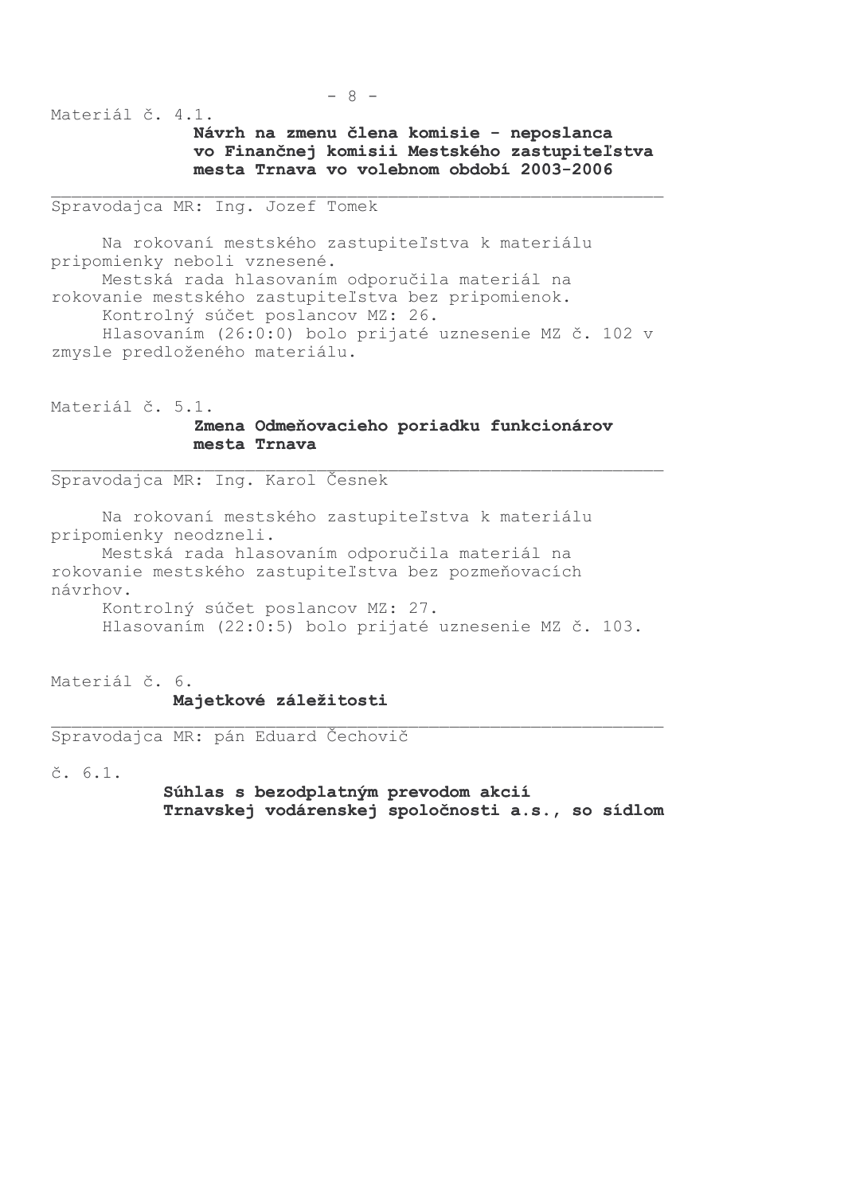Materiál č. 4.1.

**Návrh na zmenu člena komisie - neposlanca vo Finančnej komisii Mestského zastupiteľstva mesta Trnava vo volebnom období 2003-2006**

---

Spravodajca MR: Ing. Jozef Tomek

Na rokovaní mestského zastupiteľstva k materiálu pripomienky neboli vznesené.
Mestská rada hlasovaním odporučila materiál na rokovanie mestského zastupiteľstva bez pripomienok.
Kontrolný súčet poslancov MZ: 26.
Hlasovaním (26:0:0) bolo prijaté uznesenie MZ č. 102 v zmysle predloženého materiálu.

Materiál č. 5.1.

**Zmena Odmeňovacieho poriadku funkcionárov mesta Trnava**

---

Spravodajca MR: Ing. Karol Česnek

Na rokovaní mestského zastupiteľstva k materiálu pripomienky neodzneli.
Mestská rada hlasovaním odporučila materiál na rokovanie mestského zastupiteľstva bez pozmeňovacích návrhov.
Kontrolný súčet poslancov MZ: 27.
Hlasovaním (22:0:5) bolo prijaté uznesenie MZ č. 103.

Materiál č. 6.

**Majetkové záležitosti**

---

Spravodajca MR: pán Eduard Čechovič

č. 6.1.

**Súhlas s bezodplatným prevodom akcií Trnavskej vodárenskej spoločnosti a.s., so sídlom**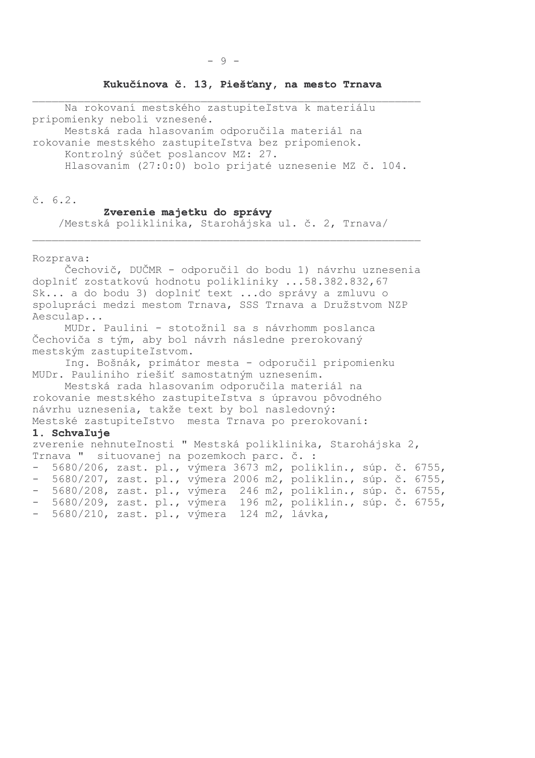**Kukučínova č. 13, Piešťany, na mesto Trnava**

---

Na rokovaní mestského zastupiteľstva k materiálu pripomienky neboli vznesené.

Mestská rada hlasovaním odporučila materiál na rokovanie mestského zastupiteľstva bez pripomienok.

Kontrolný súčet poslancov MZ: 27.

Hlasovaním (27:0:0) bolo prijaté uznesenie MZ č. 104.

č. 6.2.

**Zverenie majetku do správy**
/Mestská poliklinika, Starohájska ul. č. 2, Trnava/

---

Rozprava:

Čechovič, DUČMR - odporučil do bodu 1) návrhu uznesenia doplniť zostatkovú hodnotu polikliniky ...58.382.832,67 Sk... a do bodu 3) doplniť text ...do správy a zmluvu o spolupráci medzi mestom Trnava, SSS Trnava a Družstvom NZP Aesculap...

MUDr. Paulini - stotožnil sa s návrhomm poslanca Čechoviča s tým, aby bol návrh následne prerokovaný mestským zastupiteľstvom.

Ing. Bošnák, primátor mesta - odporučil pripomienku MUDr. Pauliniho riešiť samostatným uznesením.

Mestská rada hlasovaním odporučila materiál na rokovanie mestského zastupiteľstva s úpravou pôvodného návrhu uznesenia, takže text by bol nasledovný:

Mestské zastupiteľstvo mesta Trnava po prerokovaní:

**1. Schvaľuje**

zverenie nehnuteľnosti " Mestská poliklinika, Starohájska 2, Trnava " situovanej na pozemkoch parc. č. :

- 5680/206, zast. pl., výmera 3673 m2, poliklin., súp. č. 6755,
- 5680/207, zast. pl., výmera 2006 m2, poliklin., súp. č. 6755,
- 5680/208, zast. pl., výmera 246 m2, poliklin., súp. č. 6755,
- 5680/209, zast. pl., výmera 196 m2, poliklin., súp. č. 6755,
- 5680/210, zast. pl., výmera 124 m2, lávka,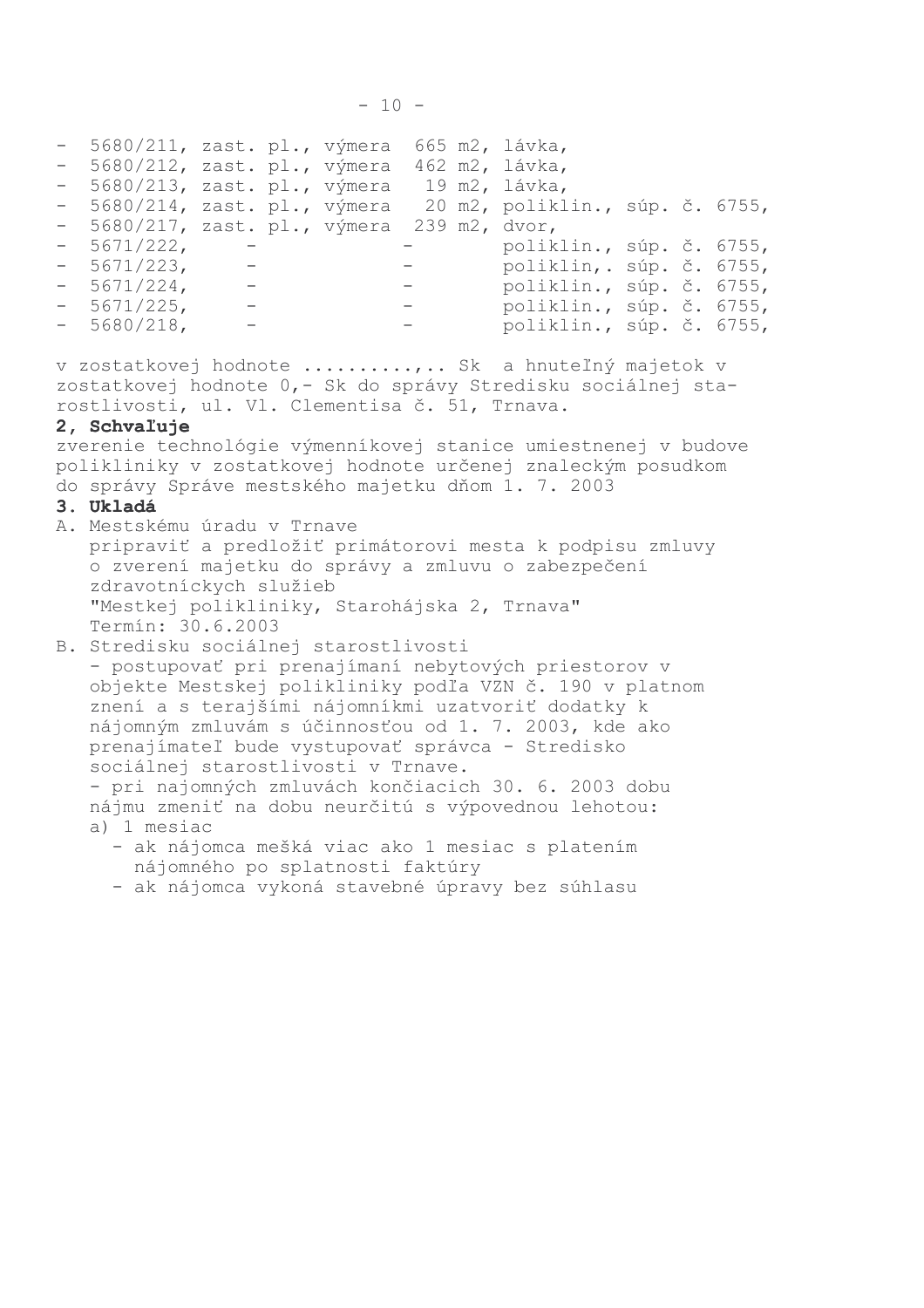- 5680/211, zast. pl., výmera 665 m2, lávka,
- 5680/212, zast. pl., výmera 462 m2, lávka,
- 5680/213, zast. pl., výmera 19 m2, lávka,
- 5680/214, zast. pl., výmera 20 m2, poliklin., súp. č. 6755,
- 5680/217, zast. pl., výmera 239 m2, dvor,
- 5671/222, - - poliklin., súp. č. 6755,
- 5671/223, - - poliklin,. súp. č. 6755,
- 5671/224, - - poliklin., súp. č. 6755,
- 5671/225, - - poliklin., súp. č. 6755,
- 5680/218, - - poliklin., súp. č. 6755,

v zostatkovej hodnote ..........,.. Sk a hnuteľný majetok v zostatkovej hodnote 0,- Sk do správy Stredisku sociálnej starostlivosti, ul. Vl. Clementisa č. 51, Trnava.

**2, Schvaľuje**

zverenie technológie výmenníkovej stanice umiestnenej v budove polikliniky v zostatkovej hodnote určenej znaleckým posudkom do správy Správe mestského majetku dňom 1. 7. 2003

**3. Ukladá**

A. Mestskému úradu v Trnave
   pripraviť a predložiť primátorovi mesta k podpisu zmluvy o zverení majetku do správy a zmluvu o zabezpečení zdravotníckych služieb
   "Mestkej polikliniky, Starohájska 2, Trnava"
   Termín: 30.6.2003

B. Stredisku sociálnej starostlivosti
   - postupovať pri prenajímaní nebytových priestorov v objekte Mestskej polikliniky podľa VZN č. 190 v platnom znení a s terajšími nájomníkmi uzatvoriť dodatky k nájomným zmluvám s účinnosťou od 1. 7. 2003, kde ako prenajímateľ bude vystupovať správca - Stredisko sociálnej starostlivosti v Trnave.
   - pri najomných zmluvách končiacich 30. 6. 2003 dobu nájmu zmeniť na dobu neurčitú s výpovednou lehotou:
   a) 1 mesiac
      - ak nájomca mešká viac ako 1 mesiac s platením nájomného po splatnosti faktúry
      - ak nájomca vykoná stavebné úpravy bez súhlasu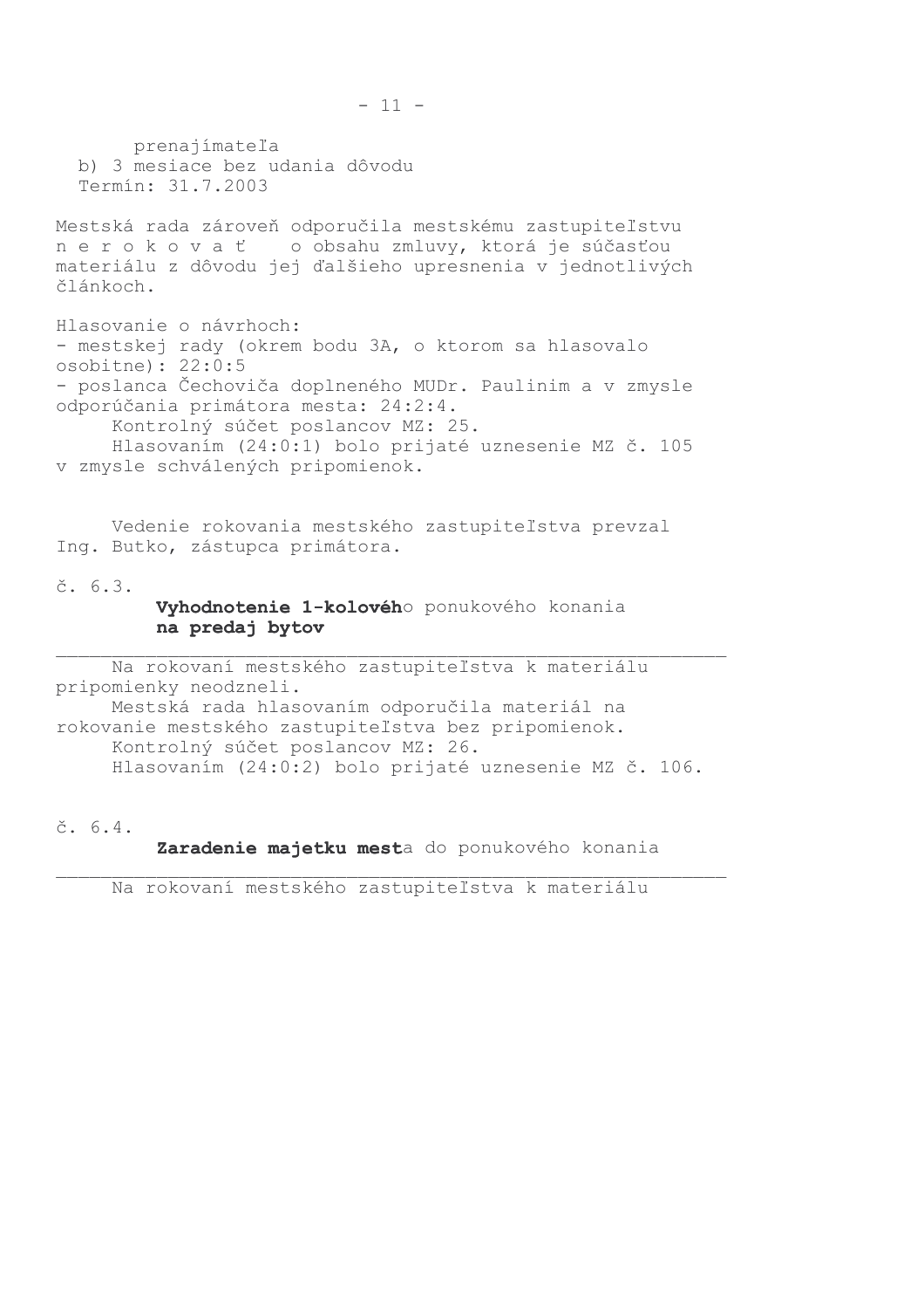prenajímateľa

b) 3 mesiace bez udania dôvodu

Termín: 31.7.2003

Mestská rada zároveň odporučila mestskému zastupiteľstvu n e r o k o v a ť o obsahu zmluvy, ktorá je súčasťou materiálu z dôvodu jej ďalšieho upresnenia v jednotlivých článkoch.

Hlasovanie o návrhoch:
- mestskej rady (okrem bodu 3A, o ktorom sa hlasovalo osobitne): 22:0:5
- poslanca Čechoviča doplneného MUDr. Paulinim a v zmysle odporúčania primátora mesta: 24:2:4.

Kontrolný súčet poslancov MZ: 25.

Hlasovaním (24:0:1) bolo prijaté uznesenie MZ č. 105 v zmysle schválených pripomienok.

Vedenie rokovania mestského zastupiteľstva prevzal Ing. Butko, zástupca primátora.

č. 6.3.

**Vyhodnotenie 1-kolového ponukového konania na predaj bytov**

---

Na rokovaní mestského zastupiteľstva k materiálu pripomienky neodzneli.

Mestská rada hlasovaním odporučila materiál na rokovanie mestského zastupiteľstva bez pripomienok.

Kontrolný súčet poslancov MZ: 26.

Hlasovaním (24:0:2) bolo prijaté uznesenie MZ č. 106.

č. 6.4.

**Zaradenie majetku mesta do ponukového konania**

---

Na rokovaní mestského zastupiteľstva k materiálu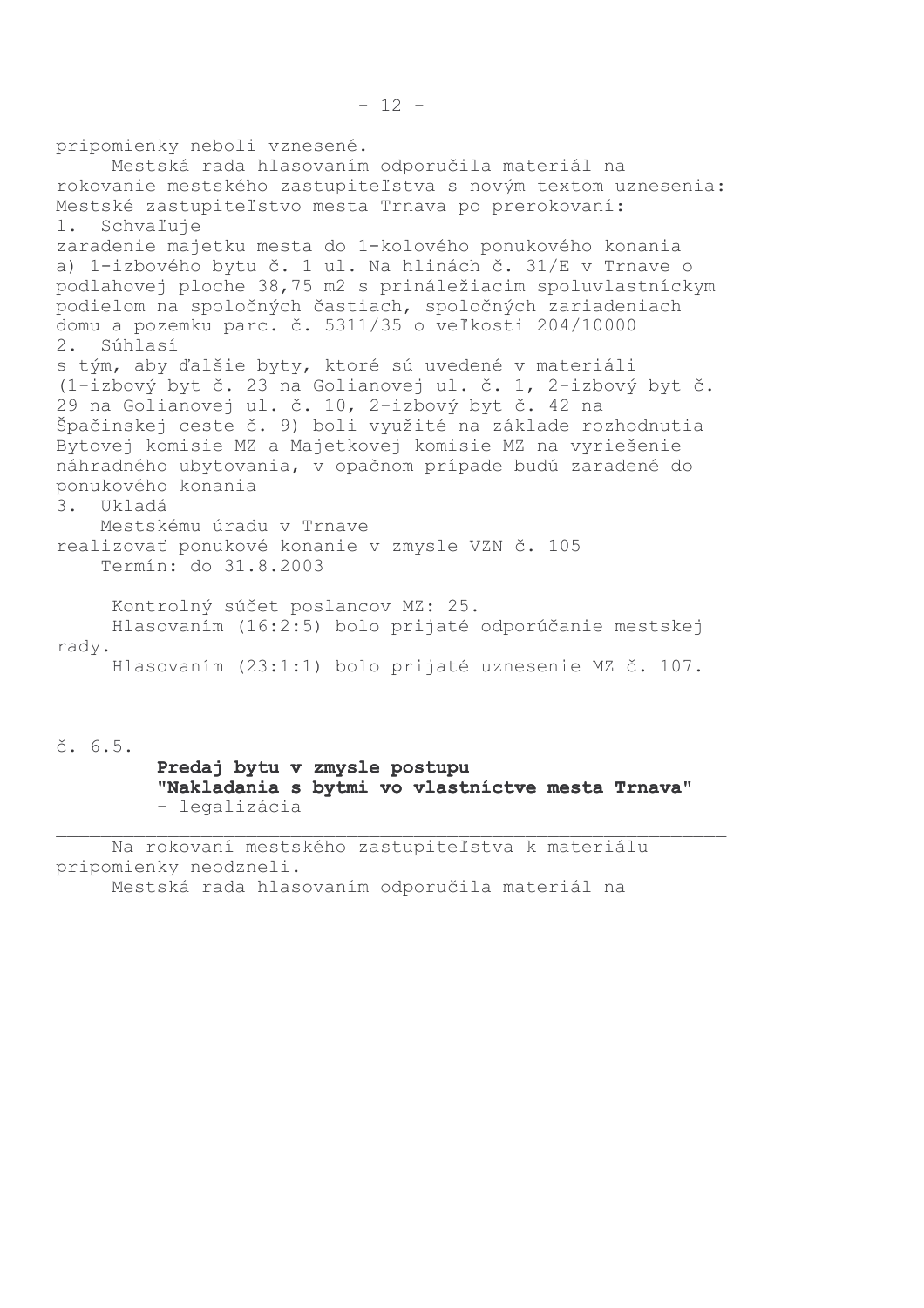pripomienky neboli vznesené.

Mestská rada hlasovaním odporučila materiál na rokovanie mestského zastupiteľstva s novým textom uznesenia:
Mestské zastupiteľstvo mesta Trnava po prerokovaní:

1. Schvaľuje

zaradenie majetku mesta do 1-kolového ponukového konania
a) 1-izbového bytu č. 1 ul. Na hlinách č. 31/E v Trnave o podlahovej ploche 38,75 m2 s prináležiacim spoluvlastníckym podielom na spoločných častiach, spoločných zariadeniach domu a pozemku parc. č. 5311/35 o veľkosti 204/10000

2. Súhlasí

s tým, aby ďalšie byty, ktoré sú uvedené v materiáli (1-izbový byt č. 23 na Golianovej ul. č. 1, 2-izbový byt č. 29 na Golianovej ul. č. 10, 2-izbový byt č. 42 na Špačinskej ceste č. 9) boli využité na základe rozhodnutia Bytovej komisie MZ a Majetkovej komisie MZ na vyriešenie náhradného ubytovania, v opačnom prípade budú zaradené do ponukového konania

3. Ukladá

Mestskému úradu v Trnave
realizovať ponukové konanie v zmysle VZN č. 105
Termín: do 31.8.2003

Kontrolný súčet poslancov MZ: 25.
Hlasovaním (16:2:5) bolo prijaté odporúčanie mestskej rady.
Hlasovaním (23:1:1) bolo prijaté uznesenie MZ č. 107.

č. 6.5.

**Predaj bytu v zmysle postupu "Nakladania s bytmi vo vlastníctve mesta Trnava"**
- legalizácia

---

Na rokovaní mestského zastupiteľstva k materiálu pripomienky neodzneli.

Mestská rada hlasovaním odporučila materiál na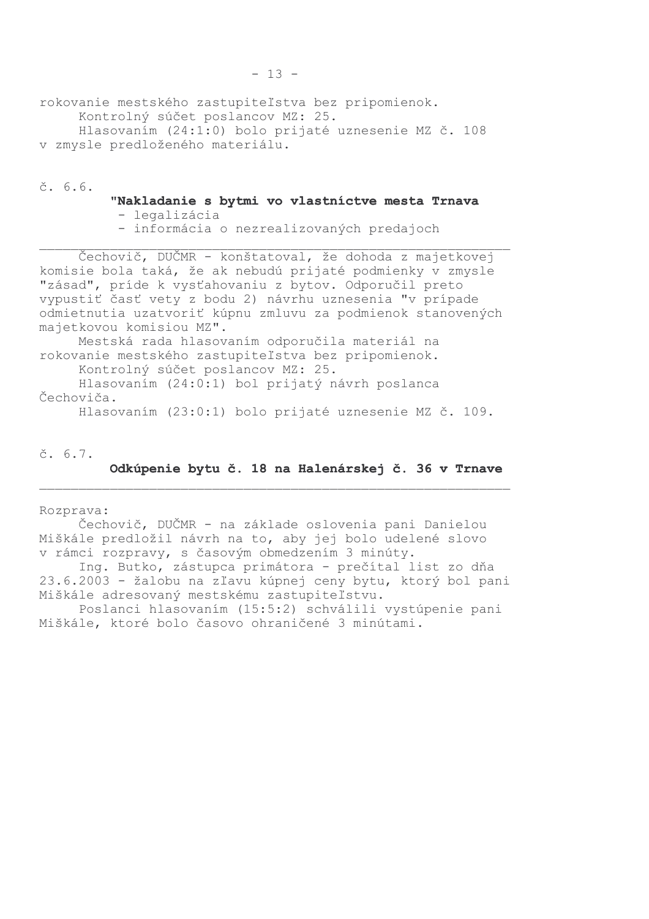rokovanie mestského zastupiteľstva bez pripomienok.

Kontrolný súčet poslancov MZ: 25.

Hlasovaním (24:1:0) bolo prijaté uznesenie MZ č. 108 v zmysle predloženého materiálu.

č. 6.6.

**"Nakladanie s bytmi vo vlastníctve mesta Trnava**
- legalizácia
- informácia o nezrealizovaných predajoch

---

Čechovič, DUČMR - konštatoval, že dohoda z majetkovej komisie bola taká, že ak nebudú prijaté podmienky v zmysle "zásad", príde k vysťahovaniu z bytov. Odporučil preto vypustiť časť vety z bodu 2) návrhu uznesenia "v prípade odmietnutia uzatvoriť kúpnu zmluvu za podmienok stanovených majetkovou komisiou MZ".

Mestská rada hlasovaním odporučila materiál na rokovanie mestského zastupiteľstva bez pripomienok.

Kontrolný súčet poslancov MZ: 25.

Hlasovaním (24:0:1) bol prijatý návrh poslanca Čechoviča.

Hlasovaním (23:0:1) bolo prijaté uznesenie MZ č. 109.

č. 6.7.

**Odkúpenie bytu č. 18 na Halenárskej č. 36 v Trnave**

---

Rozprava:

Čechovič, DUČMR - na základe oslovenia pani Danielou Miškále predložil návrh na to, aby jej bolo udelené slovo v rámci rozpravy, s časovým obmedzením 3 minúty.

Ing. Butko, zástupca primátora - prečítal list zo dňa 23.6.2003 - žalobu na zľavu kúpnej ceny bytu, ktorý bol pani Miškále adresovaný mestskému zastupiteľstvu.

Poslanci hlasovaním (15:5:2) schválili vystúpenie pani Miškále, ktoré bolo časovo ohraničené 3 minútami.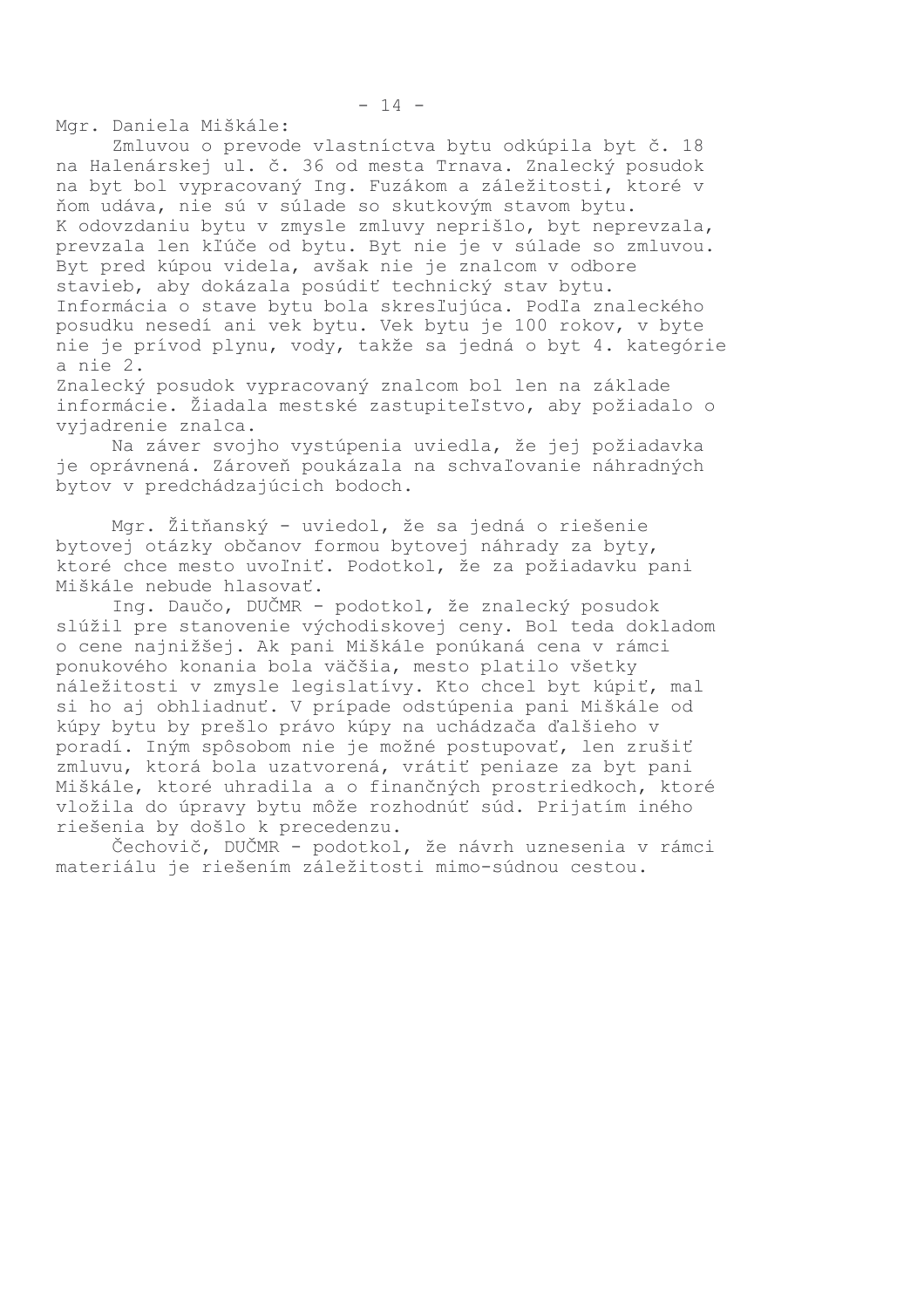Mgr. Daniela Miškále:

Zmluvou o prevode vlastníctva bytu odkúpila byt č. 18 na Halenárskej ul. č. 36 od mesta Trnava. Znalecký posudok na byt bol vypracovaný Ing. Fuzákom a záležitosti, ktoré v ňom udáva, nie sú v súlade so skutkovým stavom bytu. K odovzdaniu bytu v zmysle zmluvy neprišlo, byt neprevzala, prevzala len kľúče od bytu. Byt nie je v súlade so zmluvou. Byt pred kúpou videla, avšak nie je znalcom v odbore stavieb, aby dokázala posúdiť technický stav bytu. Informácia o stave bytu bola skresľujúca. Podľa znaleckého posudku nesedí ani vek bytu. Vek bytu je 100 rokov, v byte nie je prívod plynu, vody, takže sa jedná o byt 4. kategórie a nie 2.

Znalecký posudok vypracovaný znalcom bol len na základe informácie. Žiadala mestské zastupiteľstvo, aby požiadalo o vyjadrenie znalca.

Na záver svojho vystúpenia uviedla, že jej požiadavka je oprávnená. Zároveň poukázala na schvaľovanie náhradných bytov v predchádzajúcich bodoch.

Mgr. Žitňanský - uviedol, že sa jedná o riešenie bytovej otázky občanov formou bytovej náhrady za byty, ktoré chce mesto uvoľniť. Podotkol, že za požiadavku pani Miškále nebude hlasovať.

Ing. Daučo, DUČMR - podotkol, že znalecký posudok slúžil pre stanovenie východiskovej ceny. Bol teda dokladom o cene najnižšej. Ak pani Miškále ponúkaná cena v rámci ponukového konania bola väčšia, mesto platilo všetky náležitosti v zmysle legislatívy. Kto chcel byt kúpiť, mal si ho aj obhliadnuť. V prípade odstúpenia pani Miškále od kúpy bytu by prešlo právo kúpy na uchádzača ďalšieho v poradí. Iným spôsobom nie je možné postupovať, len zrušiť zmluvu, ktorá bola uzatvorená, vrátiť peniaze za byt pani Miškále, ktoré uhradila a o finančných prostriedkoch, ktoré vložila do úpravy bytu môže rozhodnúť súd. Prijatím iného riešenia by došlo k precedenzu.

Čechovič, DUČMR - podotkol, že návrh uznesenia v rámci materiálu je riešením záležitosti mimo-súdnou cestou.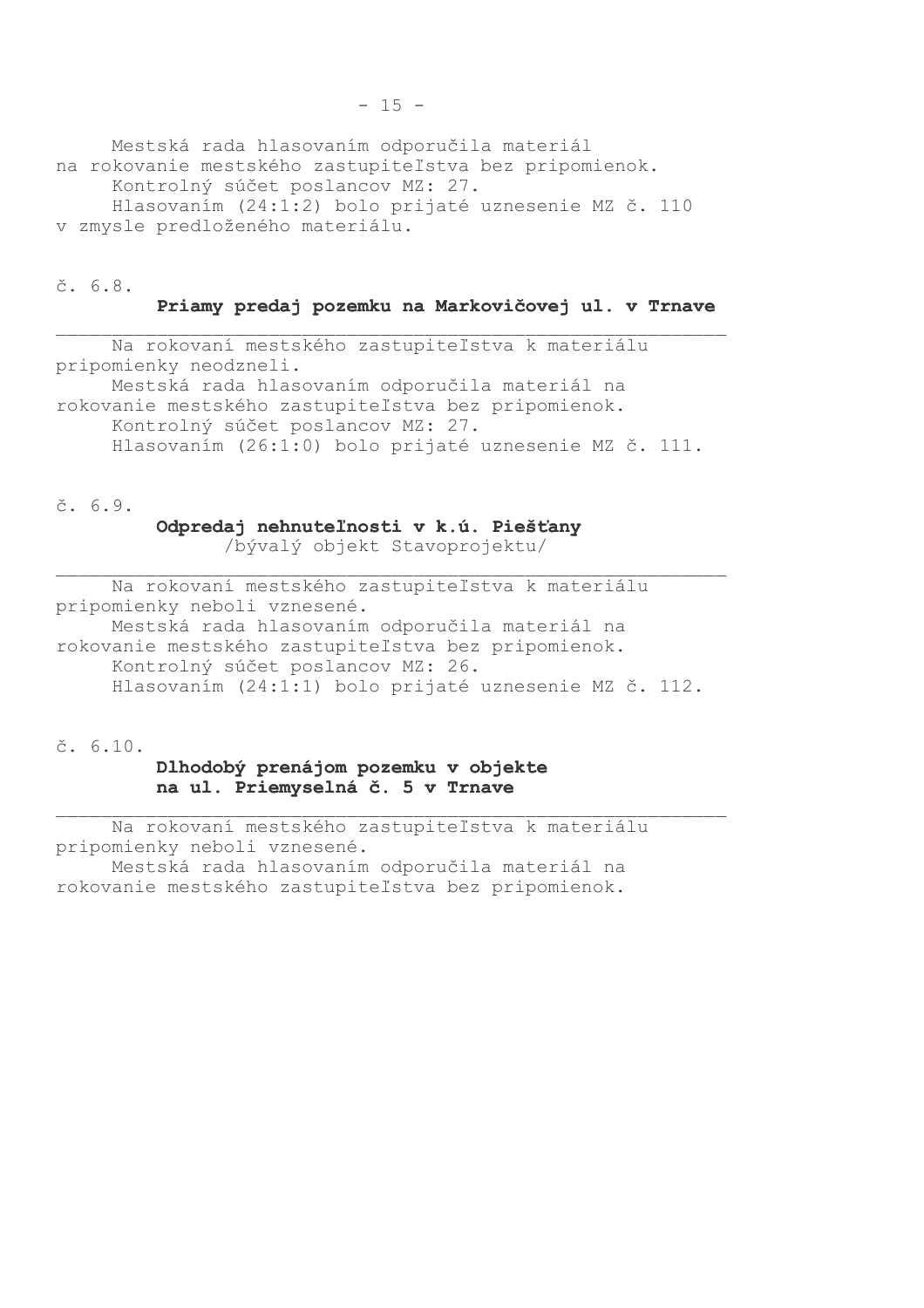Mestská rada hlasovaním odporučila materiál na rokovanie mestského zastupiteľstva bez pripomienok.

Kontrolný súčet poslancov MZ: 27.

Hlasovaním (24:1:2) bolo prijaté uznesenie MZ č. 110 v zmysle predloženého materiálu.

č. 6.8.

**Priamy predaj pozemku na Markovičovej ul. v Trnave**

---

Na rokovaní mestského zastupiteľstva k materiálu pripomienky neodzneli.

Mestská rada hlasovaním odporučila materiál na rokovanie mestského zastupiteľstva bez pripomienok.

Kontrolný súčet poslancov MZ: 27.

Hlasovaním (26:1:0) bolo prijaté uznesenie MZ č. 111.

č. 6.9.

**Odpredaj nehnuteľnosti v k.ú. Piešťany**
/bývalý objekt Stavoprojektu/

---

Na rokovaní mestského zastupiteľstva k materiálu pripomienky neboli vznesené.

Mestská rada hlasovaním odporučila materiál na rokovanie mestského zastupiteľstva bez pripomienok.

Kontrolný súčet poslancov MZ: 26.

Hlasovaním (24:1:1) bolo prijaté uznesenie MZ č. 112.

č. 6.10.

**Dlhodobý prenájom pozemku v objekte na ul. Priemyselná č. 5 v Trnave**

---

Na rokovaní mestského zastupiteľstva k materiálu pripomienky neboli vznesené.

Mestská rada hlasovaním odporučila materiál na rokovanie mestského zastupiteľstva bez pripomienok.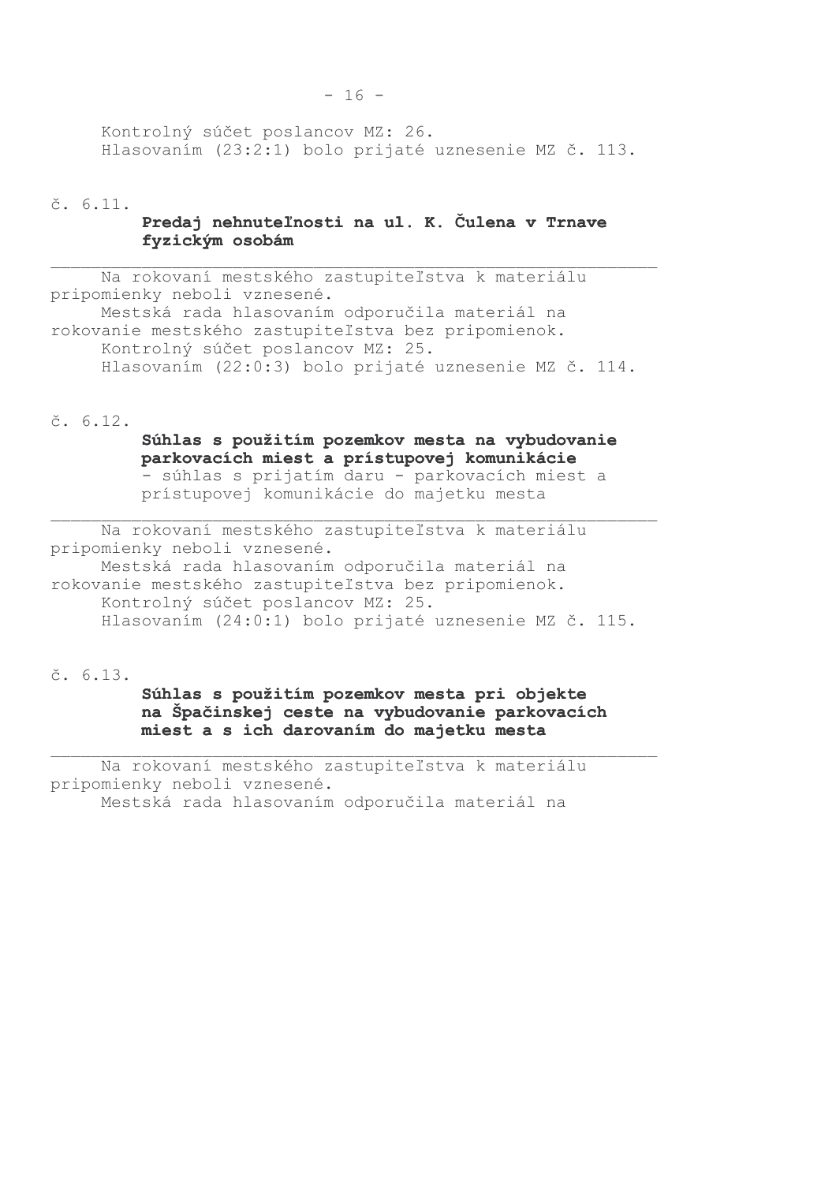Kontrolný súčet poslancov MZ: 26.
Hlasovaním (23:2:1) bolo prijaté uznesenie MZ č. 113.

č. 6.11.

**Predaj nehnuteľnosti na ul. K. Čulena v Trnave fyzickým osobám**

---

Na rokovaní mestského zastupiteľstva k materiálu pripomienky neboli vznesené.
Mestská rada hlasovaním odporučila materiál na rokovanie mestského zastupiteľstva bez pripomienok.
Kontrolný súčet poslancov MZ: 25.
Hlasovaním (22:0:3) bolo prijaté uznesenie MZ č. 114.

č. 6.12.

**Súhlas s použitím pozemkov mesta na vybudovanie parkovacích miest a prístupovej komunikácie**
- súhlas s prijatím daru - parkovacích miest a prístupovej komunikácie do majetku mesta

---

Na rokovaní mestského zastupiteľstva k materiálu pripomienky neboli vznesené.
Mestská rada hlasovaním odporučila materiál na rokovanie mestského zastupiteľstva bez pripomienok.
Kontrolný súčet poslancov MZ: 25.
Hlasovaním (24:0:1) bolo prijaté uznesenie MZ č. 115.

č. 6.13.

**Súhlas s použitím pozemkov mesta pri objekte na Špačinskej ceste na vybudovanie parkovacích miest a s ich darovaním do majetku mesta**

---

Na rokovaní mestského zastupiteľstva k materiálu pripomienky neboli vznesené.
Mestská rada hlasovaním odporučila materiál na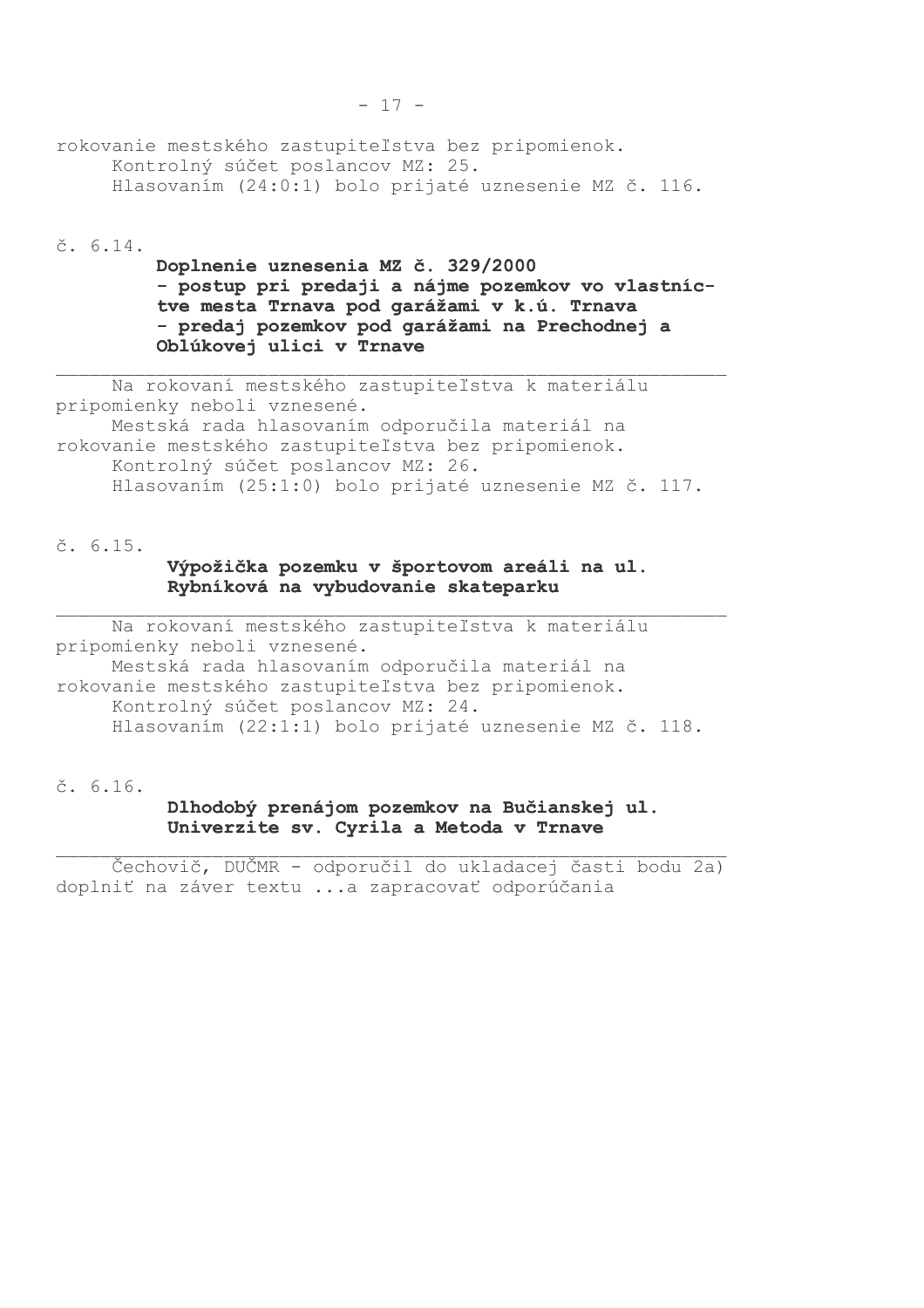rokovanie mestského zastupiteľstva bez pripomienok.

Kontrolný súčet poslancov MZ: 25.

Hlasovaním (24:0:1) bolo prijaté uznesenie MZ č. 116.

č. 6.14.

**Doplnenie uznesenia MZ č. 329/2000 - postup pri predaji a nájme pozemkov vo vlastníctve mesta Trnava pod garážami v k.ú. Trnava - predaj pozemkov pod garážami na Prechodnej a Oblúkovej ulici v Trnave**

---

Na rokovaní mestského zastupiteľstva k materiálu pripomienky neboli vznesené.

Mestská rada hlasovaním odporučila materiál na rokovanie mestského zastupiteľstva bez pripomienok.

Kontrolný súčet poslancov MZ: 26.

Hlasovaním (25:1:0) bolo prijaté uznesenie MZ č. 117.

č. 6.15.

**Výpožička pozemku v športovom areáli na ul. Rybníková na vybudovanie skateparku**

---

Na rokovaní mestského zastupiteľstva k materiálu pripomienky neboli vznesené.

Mestská rada hlasovaním odporučila materiál na rokovanie mestského zastupiteľstva bez pripomienok.

Kontrolný súčet poslancov MZ: 24.

Hlasovaním (22:1:1) bolo prijaté uznesenie MZ č. 118.

č. 6.16.

**Dlhodobý prenájom pozemkov na Bučianskej ul. Univerzite sv. Cyrila a Metoda v Trnave**

---

Čechovič, DUČMR - odporučil do ukladacej časti bodu 2a) doplniť na záver textu ...a zapracovať odporúčania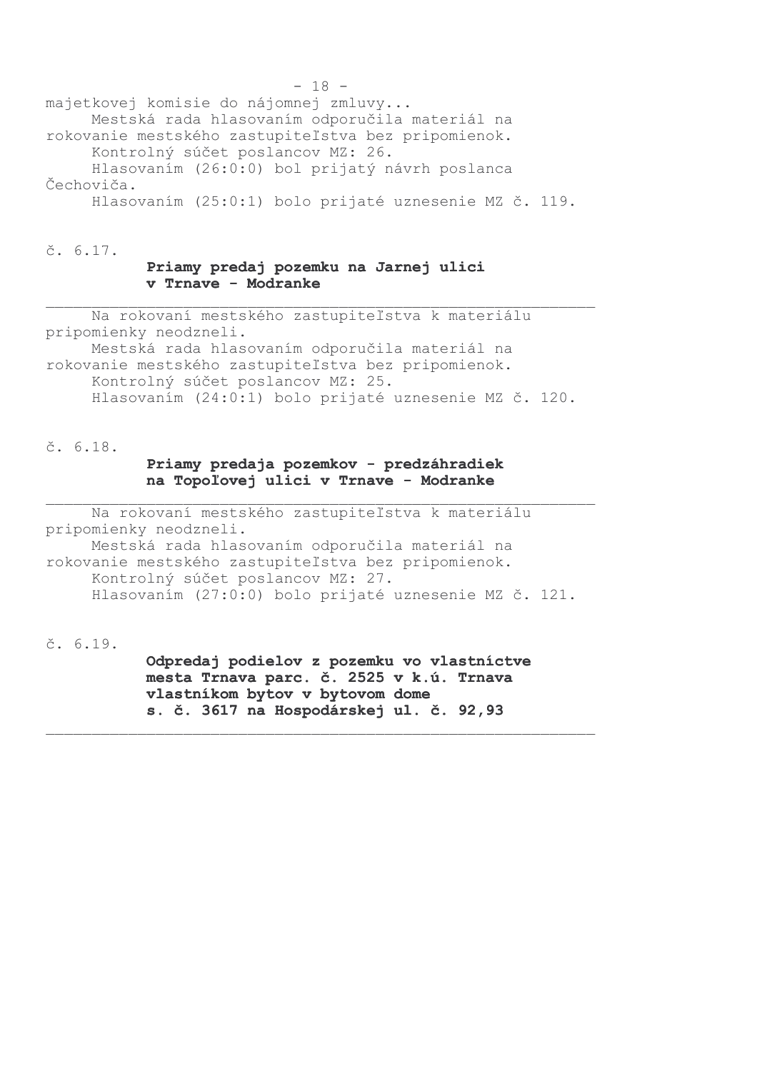majetkovej komisie do nájomnej zmluvy...

Mestská rada hlasovaním odporučila materiál na rokovanie mestského zastupiteľstva bez pripomienok.

Kontrolný súčet poslancov MZ: 26.

Hlasovaním (26:0:0) bol prijatý návrh poslanca Čechoviča.

Hlasovaním (25:0:1) bolo prijaté uznesenie MZ č. 119.

č. 6.17.

**Priamy predaj pozemku na Jarnej ulici v Trnave - Modranke**

---

Na rokovaní mestského zastupiteľstva k materiálu pripomienky neodzneli.

Mestská rada hlasovaním odporučila materiál na rokovanie mestského zastupiteľstva bez pripomienok.

Kontrolný súčet poslancov MZ: 25.

Hlasovaním (24:0:1) bolo prijaté uznesenie MZ č. 120.

č. 6.18.

**Priamy predaja pozemkov - predzáhradiek na Topoľovej ulici v Trnave - Modranke**

---

Na rokovaní mestského zastupiteľstva k materiálu pripomienky neodzneli.

Mestská rada hlasovaním odporučila materiál na rokovanie mestského zastupiteľstva bez pripomienok.

Kontrolný súčet poslancov MZ: 27.

Hlasovaním (27:0:0) bolo prijaté uznesenie MZ č. 121.

č. 6.19.

**Odpredaj podielov z pozemku vo vlastníctve mesta Trnava parc. č. 2525 v k.ú. Trnava vlastníkom bytov v bytovom dome s. č. 3617 na Hospodárskej ul. č. 92,93**

---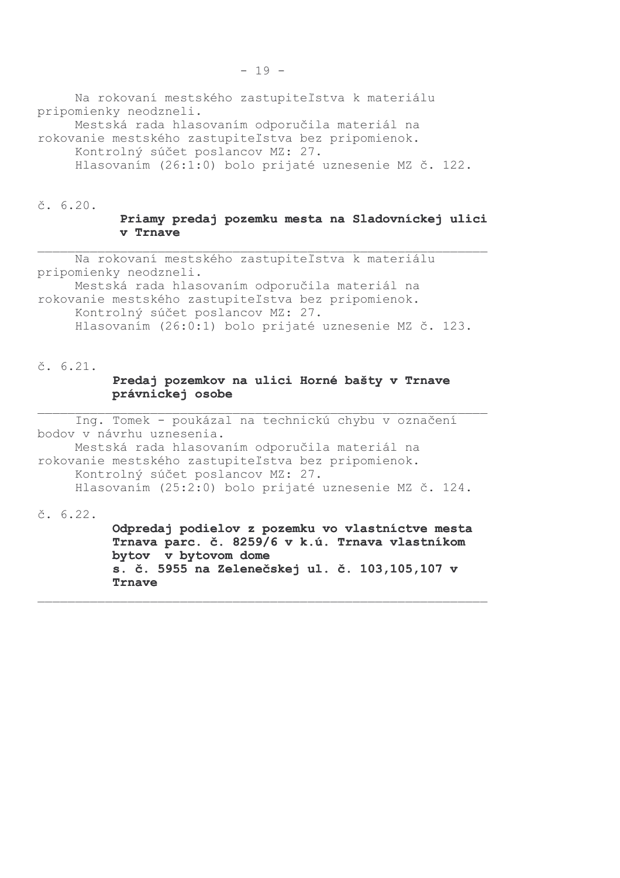Na rokovaní mestského zastupiteľstva k materiálu pripomienky neodzneli.
Mestská rada hlasovaním odporučila materiál na rokovanie mestského zastupiteľstva bez pripomienok.
Kontrolný súčet poslancov MZ: 27.
Hlasovaním (26:1:0) bolo prijaté uznesenie MZ č. 122.

č. 6.20.

**Priamy predaj pozemku mesta na Sladovníckej ulici v Trnave**

---

Na rokovaní mestského zastupiteľstva k materiálu pripomienky neodzneli.
Mestská rada hlasovaním odporučila materiál na rokovanie mestského zastupiteľstva bez pripomienok.
Kontrolný súčet poslancov MZ: 27.
Hlasovaním (26:0:1) bolo prijaté uznesenie MZ č. 123.

č. 6.21.

**Predaj pozemkov na ulici Horné bašty v Trnave právnickej osobe**

---

Ing. Tomek - poukázal na technickú chybu v označení bodov v návrhu uznesenia.
Mestská rada hlasovaním odporučila materiál na rokovanie mestského zastupiteľstva bez pripomienok.
Kontrolný súčet poslancov MZ: 27.
Hlasovaním (25:2:0) bolo prijaté uznesenie MZ č. 124.

č. 6.22.

**Odpredaj podielov z pozemku vo vlastníctve mesta Trnava parc. č. 8259/6 v k.ú. Trnava vlastníkom bytov v bytovom dome s. č. 5955 na Zelenečskej ul. č. 103,105,107 v Trnave**

---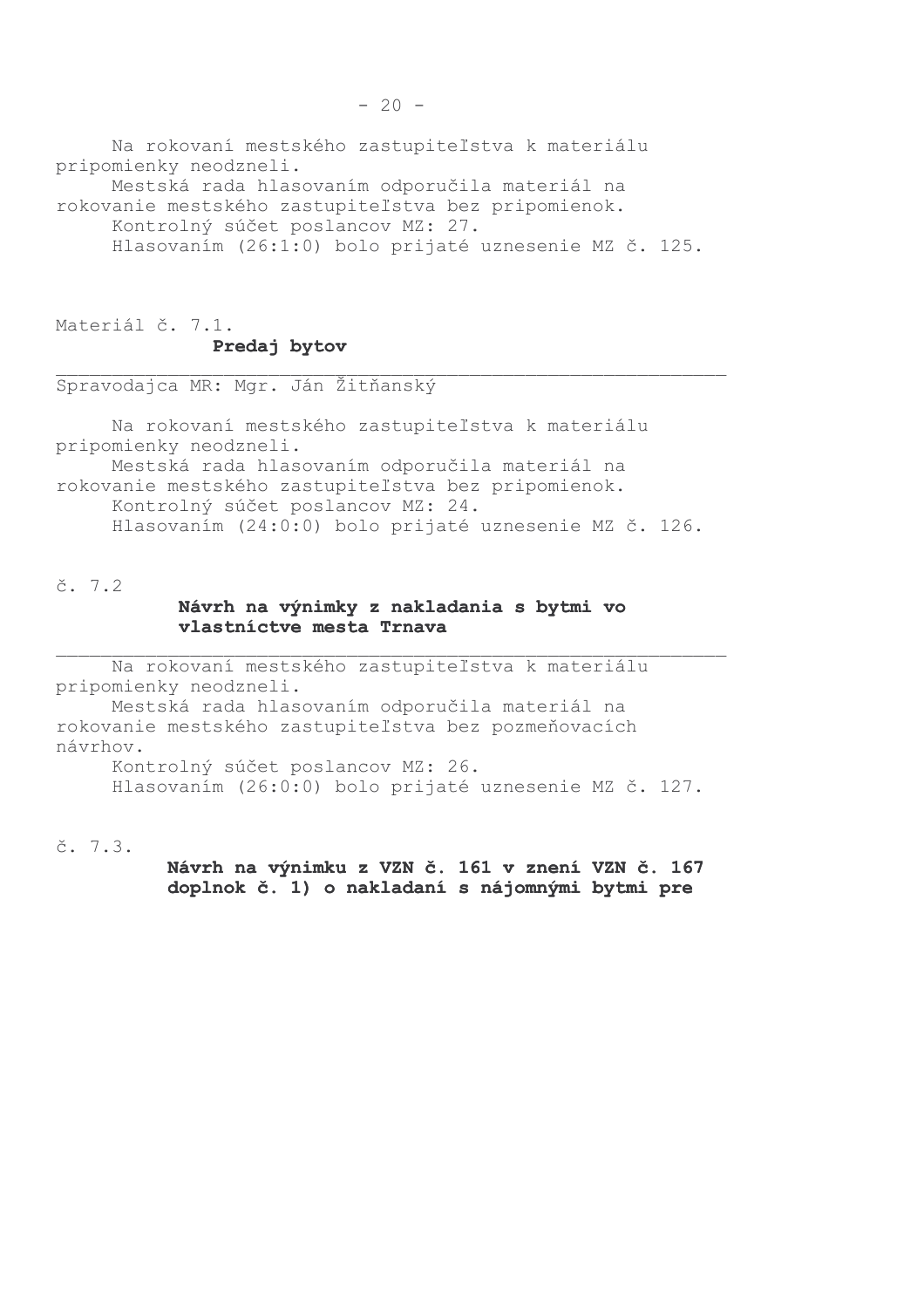Na rokovaní mestského zastupiteľstva k materiálu pripomienky neodzneli.
Mestská rada hlasovaním odporučila materiál na rokovanie mestského zastupiteľstva bez pripomienok.
Kontrolný súčet poslancov MZ: 27.
Hlasovaním (26:1:0) bolo prijaté uznesenie MZ č. 125.

Materiál č. 7.1.

**Predaj bytov**

Spravodajca MR: Mgr. Ján Žitňanský

Na rokovaní mestského zastupiteľstva k materiálu pripomienky neodzneli.
Mestská rada hlasovaním odporučila materiál na rokovanie mestského zastupiteľstva bez pripomienok.
Kontrolný súčet poslancov MZ: 24.
Hlasovaním (24:0:0) bolo prijaté uznesenie MZ č. 126.

č. 7.2

**Návrh na výnimky z nakladania s bytmi vo vlastníctve mesta Trnava**

Na rokovaní mestského zastupiteľstva k materiálu pripomienky neodzneli.
Mestská rada hlasovaním odporučila materiál na rokovanie mestského zastupiteľstva bez pozmeňovacích návrhov.
Kontrolný súčet poslancov MZ: 26.
Hlasovaním (26:0:0) bolo prijaté uznesenie MZ č. 127.

č. 7.3.

**Návrh na výnimku z VZN č. 161 v znení VZN č. 167 doplnok č. 1) o nakladaní s nájomnými bytmi pre**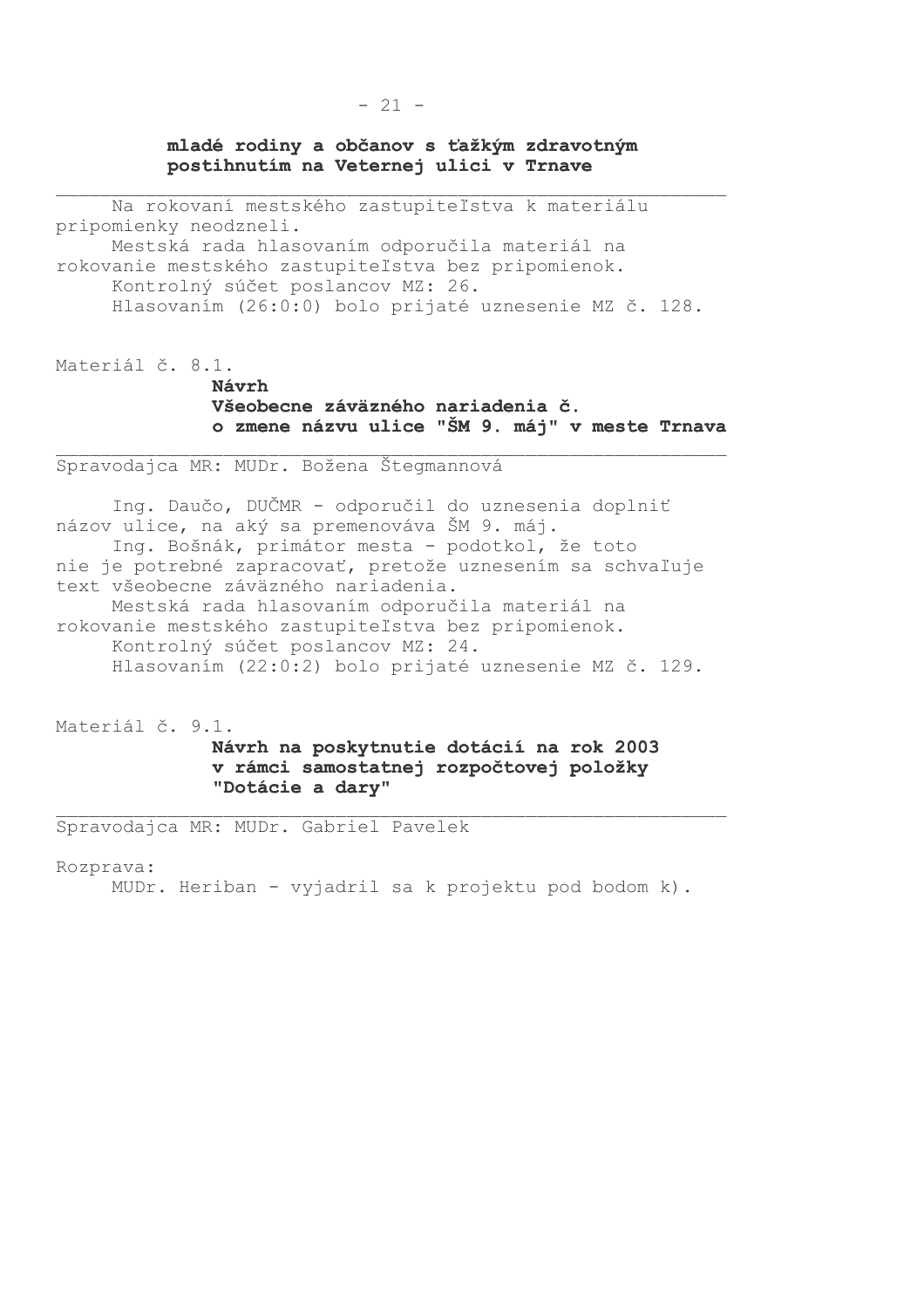**mladé rodiny a občanov s ťažkým zdravotným postihnutím na Veternej ulici v Trnave**

---

Na rokovaní mestského zastupiteľstva k materiálu pripomienky neodzneli.

Mestská rada hlasovaním odporučila materiál na rokovanie mestského zastupiteľstva bez pripomienok.

Kontrolný súčet poslancov MZ: 26.

Hlasovaním (26:0:0) bolo prijaté uznesenie MZ č. 128.

Materiál č. 8.1.

**Návrh**
**Všeobecne záväzného nariadenia č.**
**o zmene názvu ulice "ŠM 9. máj" v meste Trnava**

---

Spravodajca MR: MUDr. Božena Štegmannová

Ing. Daučo, DUČMR - odporučil do uznesenia doplniť názov ulice, na aký sa premenováva ŠM 9. máj.

Ing. Bošnák, primátor mesta - podotkol, že toto nie je potrebné zapracovať, pretože uznesením sa schvaľuje text všeobecne záväzného nariadenia.

Mestská rada hlasovaním odporučila materiál na rokovanie mestského zastupiteľstva bez pripomienok.

Kontrolný súčet poslancov MZ: 24.

Hlasovaním (22:0:2) bolo prijaté uznesenie MZ č. 129.

Materiál č. 9.1.

**Návrh na poskytnutie dotácií na rok 2003**
**v rámci samostatnej rozpočtovej položky**
**"Dotácie a dary"**

---

Spravodajca MR: MUDr. Gabriel Pavelek

Rozprava:

MUDr. Heriban - vyjadril sa k projektu pod bodom k).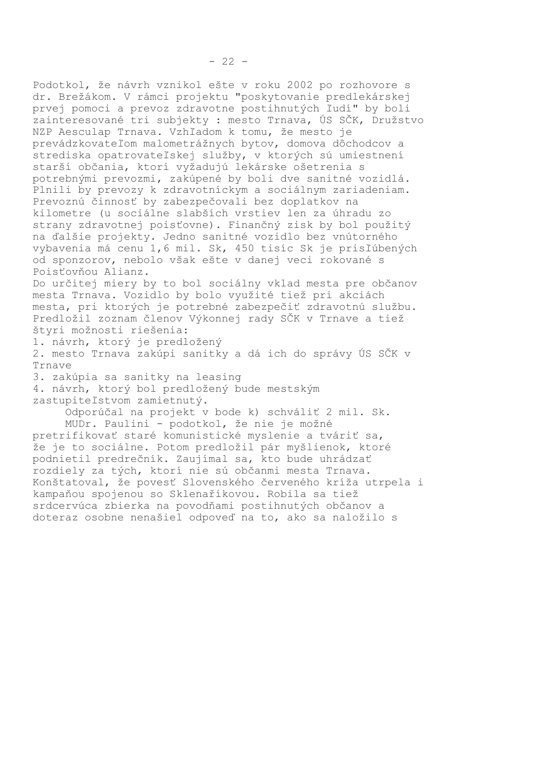Podotkol, že návrh vznikol ešte v roku 2002 po rozhovore s dr. Brežákom. V rámci projektu "poskytovanie predlekárskej prvej pomoci a prevoz zdravotne postihnutých ľudí" by boli zainteresované tri subjekty : mesto Trnava, ÚS SČK, Družstvo NZP Aesculap Trnava. Vzhľadom k tomu, že mesto je prevádzkovateľom malometrážnych bytov, domova dôchodcov a strediska opatrovateľskej služby, v ktorých sú umiestnení starší občania, ktorí vyžadujú lekárske ošetrenia s potrebnými prevozmi, zakúpené by boli dve sanitné vozidlá. Plnili by prevozy k zdravotníckym a sociálnym zariadeniam. Prevoznú činnosť by zabezpečovali bez doplatkov na kilometre (u sociálne slabších vrstiev len za úhradu zo strany zdravotnej poisťovne). Finančný zisk by bol použitý na ďalšie projekty. Jedno sanitné vozidlo bez vnútorného vybavenia má cenu 1,6 mil. Sk, 450 tisíc Sk je prisľúbených od sponzorov, nebolo však ešte v danej veci rokované s Poisťovňou Alianz.

Do určitej miery by to bol sociálny vklad mesta pre občanov mesta Trnava. Vozidlo by bolo využité tiež pri akciách mesta, pri ktorých je potrebné zabezpečiť zdravotnú službu. Predložil zoznam členov Výkonnej rady SČK v Trnave a tiež štyri možnosti riešenia:

1. návrh, ktorý je predložený
2. mesto Trnava zakúpi sanitky a dá ich do správy ÚS SČK v Trnave
3. zakúpia sa sanitky na leasing
4. návrh, ktorý bol predložený bude mestským zastupiteľstvom zamietnutý.

Odporúčal na projekt v bode k) schváliť 2 mil. Sk.

MUDr. Paulini - podotkol, že nie je možné pretrifikovať staré komunistické myslenie a tváriť sa, že je to sociálne. Potom predložil pár myšlienok, ktoré podnietil predrečník. Zaujímal sa, kto bude uhrádzať rozdiely za tých, ktorí nie sú občanmi mesta Trnava. Konštatoval, že povesť Slovenského červeného kríža utrpela i kampaňou spojenou so Sklenaříkovou. Robila sa tiež srdcervúca zbierka na povodňami postihnutých občanov a doteraz osobne nenašiel odpoveď na to, ako sa naložilo s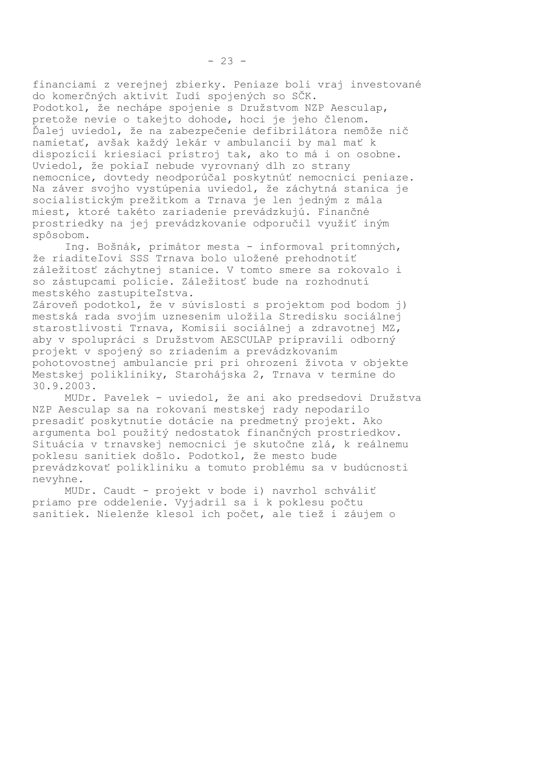financiami z verejnej zbierky. Peniaze boli vraj investované do komerčných aktivít ľudí spojených so SČK.
Podotkol, že nechápe spojenie s Družstvom NZP Aesculap, pretože nevie o takejto dohode, hoci je jeho členom.
Ďalej uviedol, že na zabezpečenie defibrilátora nemôže nič namietať, avšak každý lekár v ambulancii by mal mať k dispozícii kriesiaci prístroj tak, ako to má i on osobne.
Uviedol, že pokiaľ nebude vyrovnaný dlh zo strany nemocnice, dovtedy neodporúčal poskytnúť nemocnici peniaze.
Na záver svojho vystúpenia uviedol, že záchytná stanica je socialistickým prežitkom a Trnava je len jedným z mála miest, ktoré takéto zariadenie prevádzkujú. Finančné prostriedky na jej prevádzkovanie odporučil využiť iným spôsobom.

Ing. Bošnák, primátor mesta - informoval prítomných, že riaditeľovi SSS Trnava bolo uložené prehodnotiť záležitosť záchytnej stanice. V tomto smere sa rokovalo i so zástupcami polície. Záležitosť bude na rozhodnutí mestského zastupiteľstva.
Zároveň podotkol, že v súvislosti s projektom pod bodom j) mestská rada svojím uznesením uložila Stredisku sociálnej starostlivosti Trnava, Komisii sociálnej a zdravotnej MZ, aby v spolupráci s Družstvom AESCULAP pripravili odborný projekt v spojený so zriadením a prevádzkovaním pohotovostnej ambulancie pri pri ohrození života v objekte Mestskej polikliniky, Starohájska 2, Trnava v termíne do 30.9.2003.

MUDr. Pavelek - uviedol, že ani ako predsedovi Družstva NZP Aesculap sa na rokovaní mestskej rady nepodarilo presadiť poskytnutie dotácie na predmetný projekt. Ako argumenta bol použitý nedostatok finančných prostriedkov. Situácia v trnavskej nemocnici je skutočne zlá, k reálnemu poklesu sanitiek došlo. Podotkol, že mesto bude prevádzkovať polikliniku a tomuto problému sa v budúcnosti nevyhne.

MUDr. Caudt - projekt v bode i) navrhol schváliť priamo pre oddelenie. Vyjadril sa i k poklesu počtu sanitiek. Nielenže klesol ich počet, ale tiež i záujem o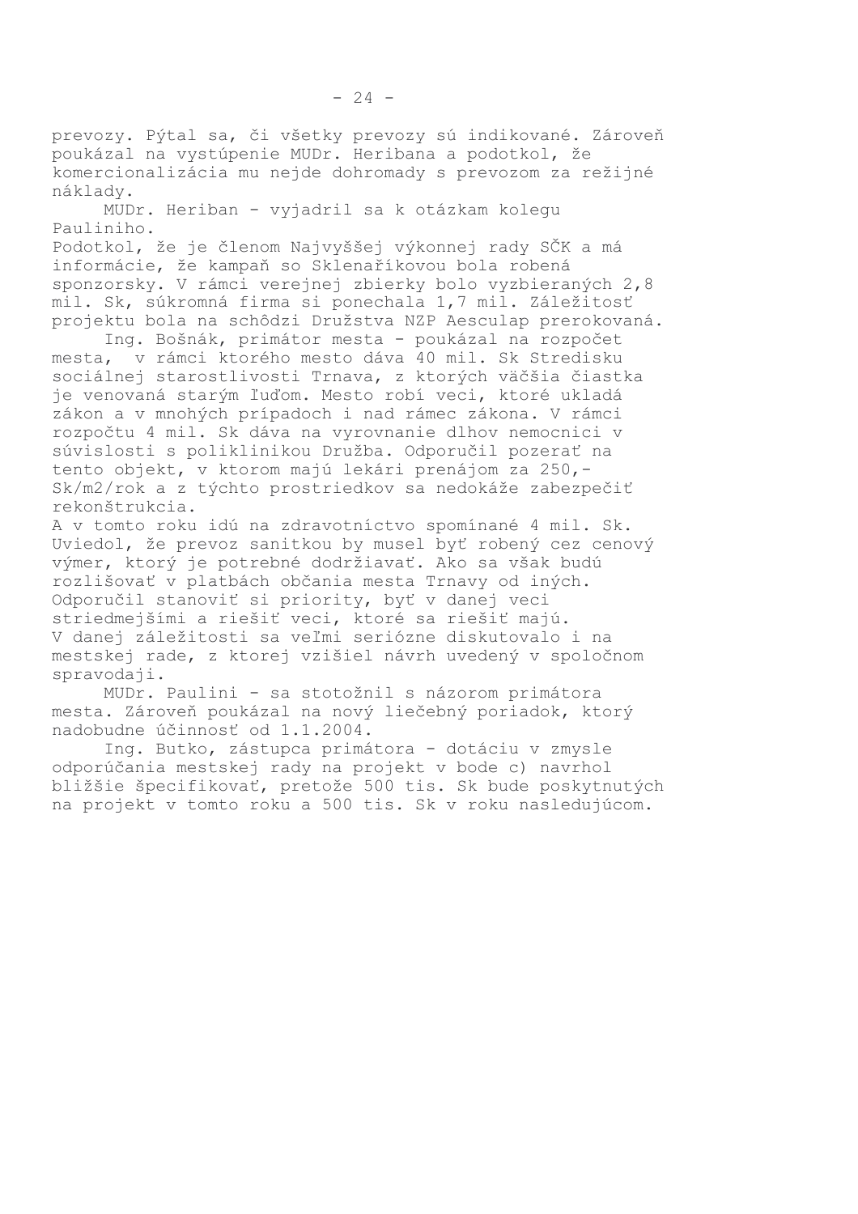prevozy. Pýtal sa, či všetky prevozy sú indikované. Zároveň poukázal na vystúpenie MUDr. Heribana a podotkol, že komercionalizácia mu nejde dohromady s prevozom za režijné náklady.

MUDr. Heriban - vyjadril sa k otázkam kolegu Pauliniho.
Podotkol, že je členom Najvyššej výkonnej rady SČK a má informácie, že kampaň so Sklenaříkovou bola robená sponzorsky. V rámci verejnej zbierky bolo vyzbieraných 2,8 mil. Sk, súkromná firma si ponechala 1,7 mil. Záležitosť projektu bola na schôdzi Družstva NZP Aesculap prerokovaná.

Ing. Bošnák, primátor mesta - poukázal na rozpočet mesta, v rámci ktorého mesto dáva 40 mil. Sk Stredisku sociálnej starostlivosti Trnava, z ktorých väčšia čiastka je venovaná starým ľuďom. Mesto robí veci, ktoré ukladá zákon a v mnohých prípadoch i nad rámec zákona. V rámci rozpočtu 4 mil. Sk dáva na vyrovnanie dlhov nemocnici v súvislosti s poliklinikou Družba. Odporučil pozerať na tento objekt, v ktorom majú lekári prenájom za 250,- Sk/m2/rok a z týchto prostriedkov sa nedokáže zabezpečiť rekonštrukcia.
A v tomto roku idú na zdravotníctvo spomínané 4 mil. Sk. Uviedol, že prevoz sanitkou by musel byť robený cez cenový výmer, ktorý je potrebné dodržiavať. Ako sa však budú rozlišovať v platbách občania mesta Trnavy od iných. Odporučil stanoviť si priority, byť v danej veci striedmejšími a riešiť veci, ktoré sa riešiť majú.
V danej záležitosti sa veľmi seriózne diskutovalo i na mestskej rade, z ktorej vzišiel návrh uvedený v spoločnom spravodaji.

MUDr. Paulini - sa stotožnil s názorom primátora mesta. Zároveň poukázal na nový liečebný poriadok, ktorý nadobudne účinnosť od 1.1.2004.

Ing. Butko, zástupca primátora - dotáciu v zmysle odporúčania mestskej rady na projekt v bode c) navrhol bližšie špecifikovať, pretože 500 tis. Sk bude poskytnutých na projekt v tomto roku a 500 tis. Sk v roku nasledujúcom.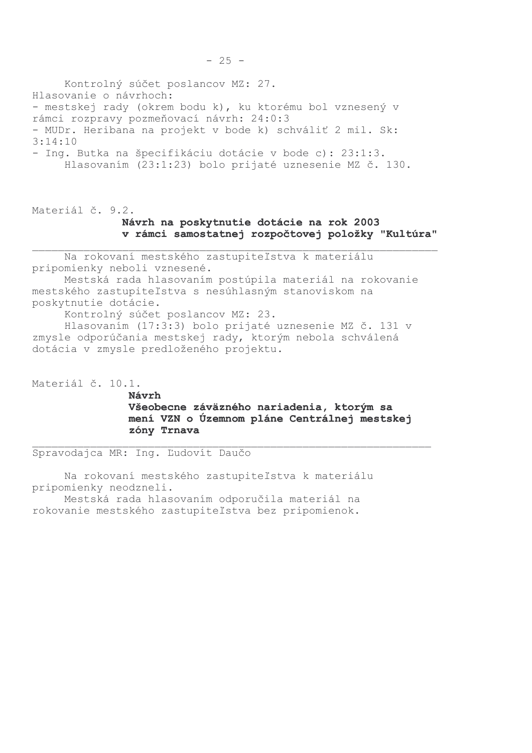Kontrolný súčet poslancov MZ: 27.
Hlasovanie o návrhoch:
- mestskej rady (okrem bodu k), ku ktorému bol vznesený v rámci rozpravy pozmeňovací návrh: 24:0:3
- MUDr. Heribana na projekt v bode k) schváliť 2 mil. Sk: 3:14:10
- Ing. Butka na špecifikáciu dotácie v bode c): 23:1:3.

Hlasovaním (23:1:23) bolo prijaté uznesenie MZ č. 130.

Materiál č. 9.2.

**Návrh na poskytnutie dotácie na rok 2003 v rámci samostatnej rozpočtovej položky "Kultúra"**

---

Na rokovaní mestského zastupiteľstva k materiálu pripomienky neboli vznesené.

Mestská rada hlasovaním postúpila materiál na rokovanie mestského zastupiteľstva s nesúhlasným stanoviskom na poskytnutie dotácie.

Kontrolný súčet poslancov MZ: 23.

Hlasovaním (17:3:3) bolo prijaté uznesenie MZ č. 131 v zmysle odporúčania mestskej rady, ktorým nebola schválená dotácia v zmysle predloženého projektu.

Materiál č. 10.1.

**Návrh**
**Všeobecne záväzného nariadenia, ktorým sa mení VZN o Územnom pláne Centrálnej mestskej zóny Trnava**

---

Spravodajca MR: Ing. Ľudovít Daučo

Na rokovaní mestského zastupiteľstva k materiálu pripomienky neodzneli.

Mestská rada hlasovaním odporučila materiál na rokovanie mestského zastupiteľstva bez pripomienok.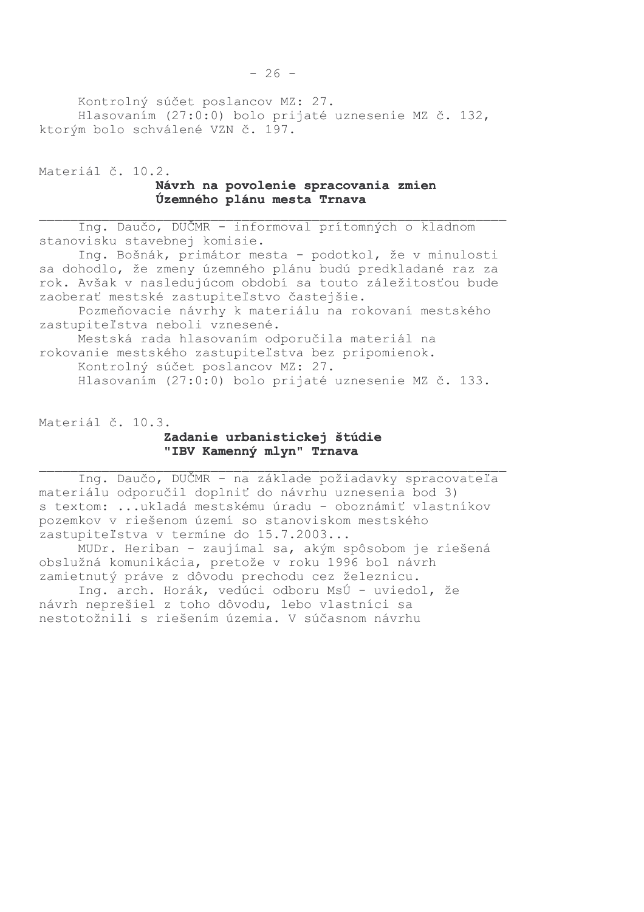Kontrolný súčet poslancov MZ: 27.

Hlasovaním (27:0:0) bolo prijaté uznesenie MZ č. 132, ktorým bolo schválené VZN č. 197.

Materiál č. 10.2.

**Návrh na povolenie spracovania zmien Územného plánu mesta Trnava**

---

Ing. Daučo, DUČMR - informoval prítomných o kladnom stanovisku stavebnej komisie.

Ing. Bošnák, primátor mesta - podotkol, že v minulosti sa dohodlo, že zmeny územného plánu budú predkladané raz za rok. Avšak v nasledujúcom období sa touto záležitosťou bude zaoberať mestské zastupiteľstvo častejšie.

Pozmeňovacie návrhy k materiálu na rokovaní mestského zastupiteľstva neboli vznesené.

Mestská rada hlasovaním odporučila materiál na rokovanie mestského zastupiteľstva bez pripomienok.

Kontrolný súčet poslancov MZ: 27.

Hlasovaním (27:0:0) bolo prijaté uznesenie MZ č. 133.

Materiál č. 10.3.

**Zadanie urbanistickej štúdie "IBV Kamenný mlyn" Trnava**

---

Ing. Daučo, DUČMR - na základe požiadavky spracovateľa materiálu odporučil doplniť do návrhu uznesenia bod 3) s textom: ...ukladá mestskému úradu - oboznámiť vlastníkov pozemkov v riešenom území so stanoviskom mestského zastupiteľstva v termíne do 15.7.2003...

MUDr. Heriban - zaujímal sa, akým spôsobom je riešená obslužná komunikácia, pretože v roku 1996 bol návrh zamietnutý práve z dôvodu prechodu cez železnicu.

Ing. arch. Horák, vedúci odboru MsÚ - uviedol, že návrh neprešiel z toho dôvodu, lebo vlastníci sa nestotožnili s riešením územia. V súčasnom návrhu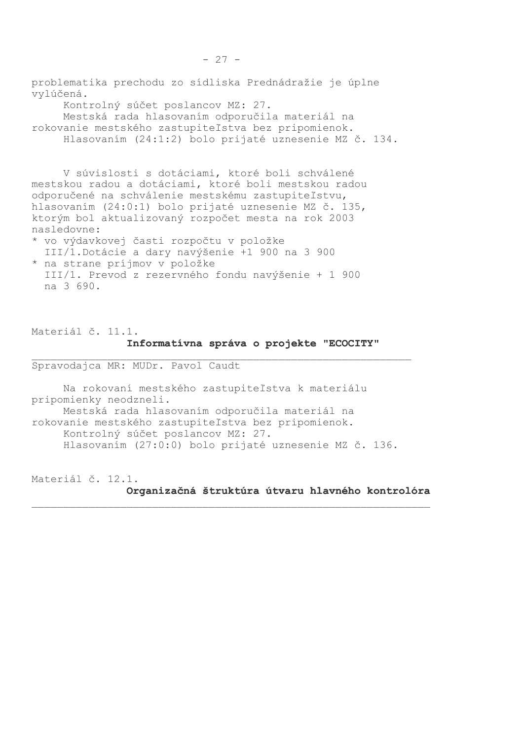problematika prechodu zo sídliska Prednádražie je úplne vylúčená.

Kontrolný súčet poslancov MZ: 27.

Mestská rada hlasovaním odporučila materiál na rokovanie mestského zastupiteľstva bez pripomienok.

Hlasovaním (24:1:2) bolo prijaté uznesenie MZ č. 134.

V súvislosti s dotáciami, ktoré boli schválené mestskou radou a dotáciami, ktoré boli mestskou radou odporučené na schválenie mestskému zastupiteľstvu, hlasovaním (24:0:1) bolo prijaté uznesenie MZ č. 135, ktorým bol aktualizovaný rozpočet mesta na rok 2003 nasledovne:

* vo výdavkovej časti rozpočtu v položke III/1.Dotácie a dary navýšenie +1 900 na 3 900
* na strane príjmov v položke III/1. Prevod z rezervného fondu navýšenie + 1 900 na 3 690.

Materiál č. 11.1.

**Informatívna správa o projekte "ECOCITY"**

Spravodajca MR: MUDr. Pavol Caudt

Na rokovaní mestského zastupiteľstva k materiálu pripomienky neodzneli.

Mestská rada hlasovaním odporučila materiál na rokovanie mestského zastupiteľstva bez pripomienok.

Kontrolný súčet poslancov MZ: 27.

Hlasovaním (27:0:0) bolo prijaté uznesenie MZ č. 136.

Materiál č. 12.1.

**Organizačná štruktúra útvaru hlavného kontrolóra**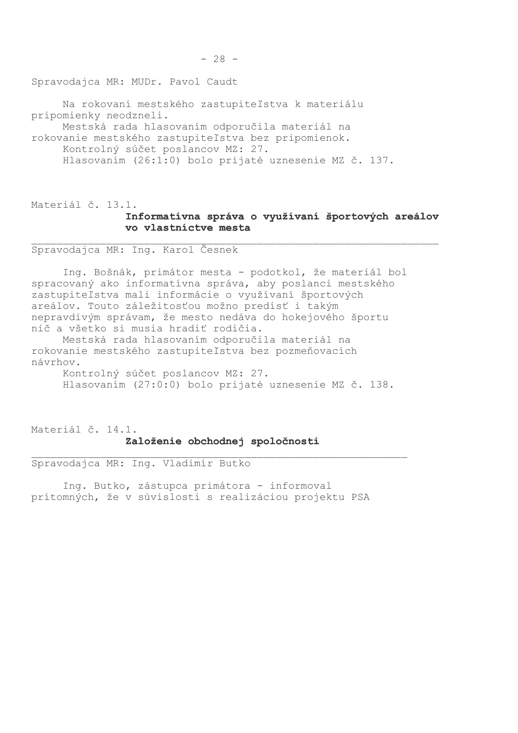Spravodajca MR: MUDr. Pavol Caudt

Na rokovaní mestského zastupiteľstva k materiálu pripomienky neodzneli.
Mestská rada hlasovaním odporučila materiál na rokovanie mestského zastupiteľstva bez pripomienok.
Kontrolný súčet poslancov MZ: 27.
Hlasovaním (26:1:0) bolo prijaté uznesenie MZ č. 137.

Materiál č. 13.1.

**Informatívna správa o využívaní športových areálov vo vlastníctve mesta**

Spravodajca MR: Ing. Karol Česnek

Ing. Bošnák, primátor mesta - podotkol, že materiál bol spracovaný ako informatívna správa, aby poslanci mestského zastupiteľstva mali informácie o využívaní športových areálov. Touto záležitosťou možno predísť i takým nepravdivým správam, že mesto nedáva do hokejového športu nič a všetko si musia hradiť rodičia.
Mestská rada hlasovaním odporučila materiál na rokovanie mestského zastupiteľstva bez pozmeňovacích návrhov.
Kontrolný súčet poslancov MZ: 27.
Hlasovaním (27:0:0) bolo prijaté uznesenie MZ č. 138.

Materiál č. 14.1.

**Založenie obchodnej spoločnosti**

Spravodajca MR: Ing. Vladimír Butko

Ing. Butko, zástupca primátora - informoval prítomných, že v súvislosti s realizáciou projektu PSA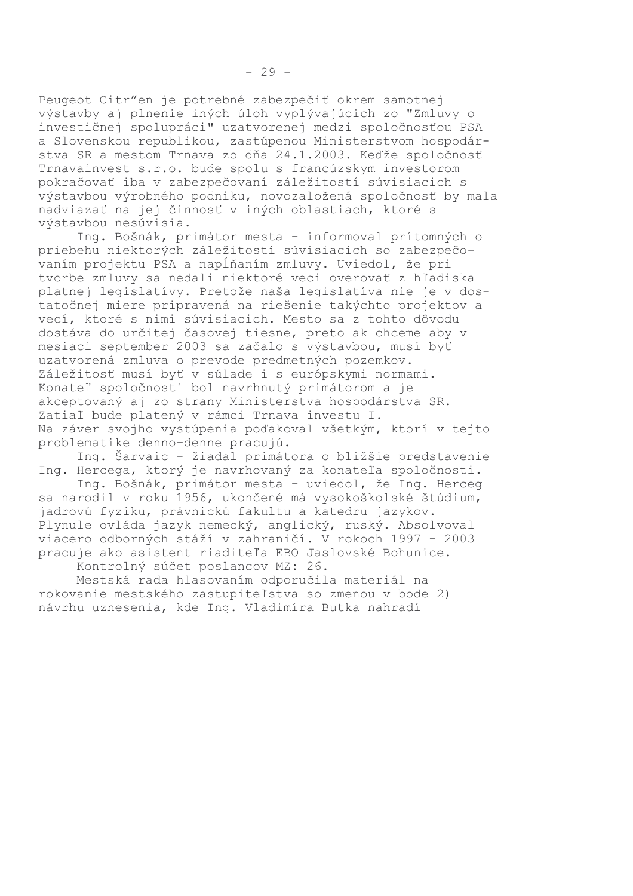Peugeot Citr”en je potrebné zabezpečiť okrem samotnej výstavby aj plnenie iných úloh vyplývajúcich zo "Zmluvy o investičnej spolupráci" uzatvorenej medzi spoločnosťou PSA a Slovenskou republikou, zastúpenou Ministerstvom hospodárstva SR a mestom Trnava zo dňa 24.1.2003. Keďže spoločnosť Trnavainvest s.r.o. bude spolu s francúzskym investorom pokračovať iba v zabezpečovaní záležitostí súvisiacich s výstavbou výrobného podniku, novozaložená spoločnosť by mala nadviazať na jej činnosť v iných oblastiach, ktoré s výstavbou nesúvisia.

Ing. Bošnák, primátor mesta - informoval prítomných o priebehu niektorých záležitostí súvisiacich so zabezpečovaním projektu PSA a napĺňaním zmluvy. Uviedol, že pri tvorbe zmluvy sa nedali niektoré veci overovať z hľadiska platnej legislatívy. Pretože naša legislatíva nie je v dostatočnej miere pripravená na riešenie takýchto projektov a vecí, ktoré s nimi súvisiacich. Mesto sa z tohto dôvodu dostáva do určitej časovej tiesne, preto ak chceme aby v mesiaci september 2003 sa začalo s výstavbou, musí byť uzatvorená zmluva o prevode predmetných pozemkov. Záležitosť musí byť v súlade i s európskymi normami. Konateľ spoločnosti bol navrhnutý primátorom a je akceptovaný aj zo strany Ministerstva hospodárstva SR. Zatiaľ bude platený v rámci Trnava investu I.
Na záver svojho vystúpenia poďakoval všetkým, ktorí v tejto problematike denno-denne pracujú.

Ing. Šarvaic - žiadal primátora o bližšie predstavenie Ing. Hercega, ktorý je navrhovaný za konateľa spoločnosti.

Ing. Bošnák, primátor mesta - uviedol, že Ing. Herceg sa narodil v roku 1956, ukončené má vysokoškolské štúdium, jadrovú fyziku, právnickú fakultu a katedru jazykov. Plynule ovláda jazyk nemecký, anglický, ruský. Absolvoval viacero odborných stáží v zahraničí. V rokoch 1997 - 2003 pracuje ako asistent riaditeľa EBO Jaslovské Bohunice.

Kontrolný súčet poslancov MZ: 26.

Mestská rada hlasovaním odporučila materiál na rokovanie mestského zastupiteľstva so zmenou v bode 2) návrhu uznesenia, kde Ing. Vladimíra Butka nahradí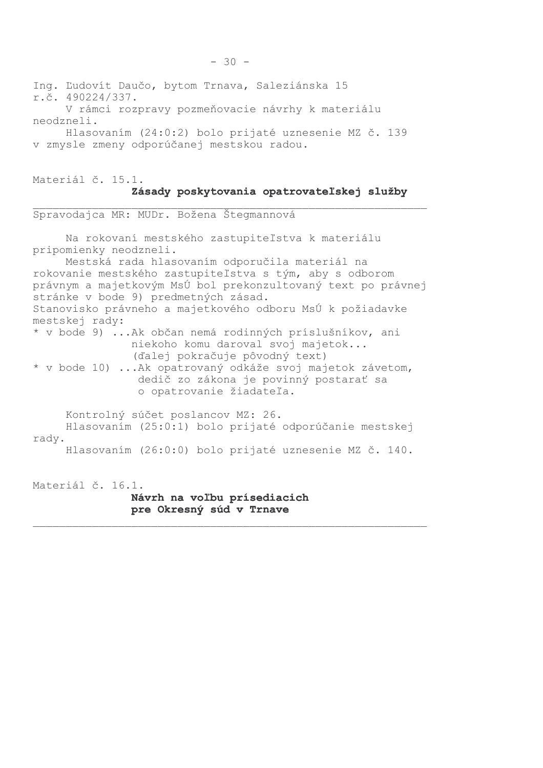Ing. Ľudovít Daučo, bytom Trnava, Saleziánska 15
r.č. 490224/337.

V rámci rozpravy pozmeňovacie návrhy k materiálu neodzneli.

Hlasovaním (24:0:2) bolo prijaté uznesenie MZ č. 139 v zmysle zmeny odporúčanej mestskou radou.

Materiál č. 15.1.

**Zásady poskytovania opatrovateľskej služby**

---

Spravodajca MR: MUDr. Božena Štegmannová

Na rokovaní mestského zastupiteľstva k materiálu pripomienky neodzneli.

Mestská rada hlasovaním odporučila materiál na rokovanie mestského zastupiteľstva s tým, aby s odborom právnym a majetkovým MsÚ bol prekonzultovaný text po právnej stránke v bode 9) predmetných zásad.

Stanovisko právneho a majetkového odboru MsÚ k požiadavke mestskej rady:

* v bode 9) ...Ak občan nemá rodinných príslušníkov, ani niekoho komu daroval svoj majetok... (ďalej pokračuje pôvodný text)
* v bode 10) ...Ak opatrovaný odkáže svoj majetok závetom, dedič zo zákona je povinný postarať sa o opatrovanie žiadateľa.

Kontrolný súčet poslancov MZ: 26.

Hlasovaním (25:0:1) bolo prijaté odporúčanie mestskej rady.

Hlasovaním (26:0:0) bolo prijaté uznesenie MZ č. 140.

Materiál č. 16.1.

**Návrh na voľbu prísediacich pre Okresný súd v Trnave**

---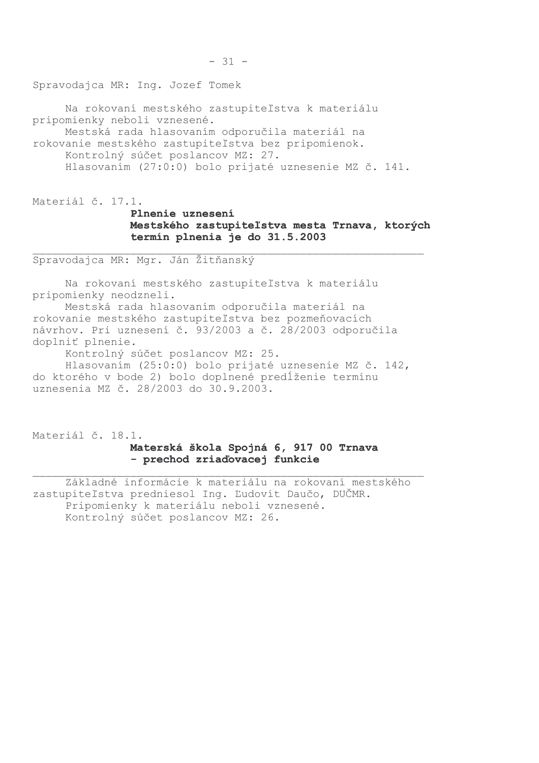Spravodajca MR: Ing. Jozef Tomek

Na rokovaní mestského zastupiteľstva k materiálu pripomienky neboli vznesené.
Mestská rada hlasovaním odporučila materiál na rokovanie mestského zastupiteľstva bez pripomienok.
Kontrolný súčet poslancov MZ: 27.
Hlasovaním (27:0:0) bolo prijaté uznesenie MZ č. 141.

Materiál č. 17.1.

**Plnenie uznesení Mestského zastupiteľstva mesta Trnava, ktorých termín plnenia je do 31.5.2003**

---

Spravodajca MR: Mgr. Ján Žitňanský

Na rokovaní mestského zastupiteľstva k materiálu pripomienky neodzneli.
Mestská rada hlasovaním odporučila materiál na rokovanie mestského zastupiteľstva bez pozmeňovacích návrhov. Pri uznesení č. 93/2003 a č. 28/2003 odporučila doplniť plnenie.
Kontrolný súčet poslancov MZ: 25.
Hlasovaním (25:0:0) bolo prijaté uznesenie MZ č. 142, do ktorého v bode 2) bolo doplnené predĺženie termínu uznesenia MZ č. 28/2003 do 30.9.2003.

Materiál č. 18.1.

**Materská škola Spojná 6, 917 00 Trnava - prechod zriaďovacej funkcie**

---

Základné informácie k materiálu na rokovaní mestského zastupiteľstva predniesol Ing. Ľudovít Daučo, DUČMR.
Pripomienky k materiálu neboli vznesené.
Kontrolný súčet poslancov MZ: 26.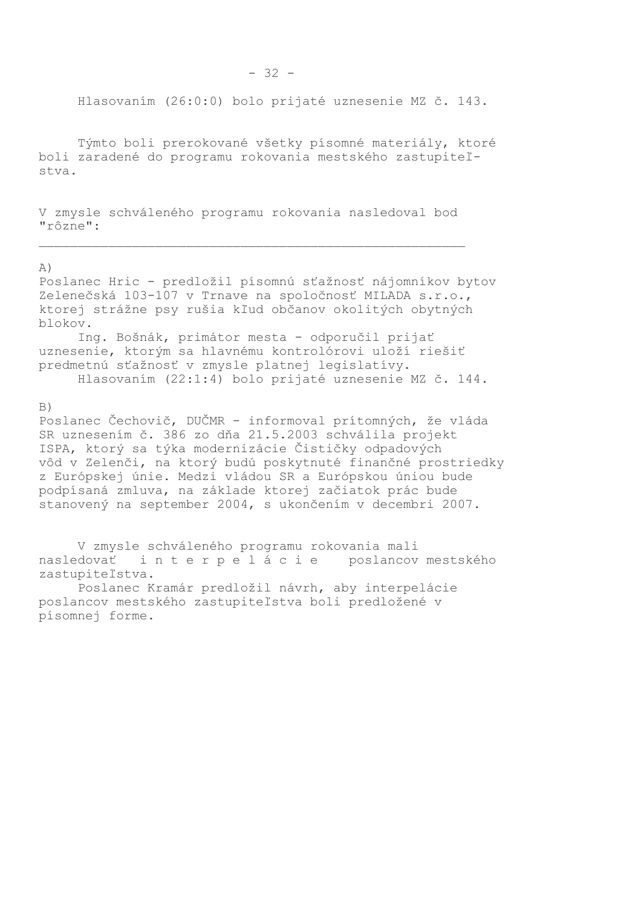Hlasovaním (26:0:0) bolo prijaté uznesenie MZ č. 143.

Týmto boli prerokované všetky písomné materiály, ktoré boli zaradené do programu rokovania mestského zastupiteľstva.

V zmysle schváleného programu rokovania nasledoval bod "rôzne":

---

A)
Poslanec Hric - predložil písomnú sťažnosť nájomníkov bytov Zelenečská 103-107 v Trnave na spoločnosť MILADA s.r.o., ktorej strážne psy rušia kľud občanov okolitých obytných blokov.

Ing. Bošnák, primátor mesta - odporučil prijať uznesenie, ktorým sa hlavnému kontrolórovi uloží riešiť predmetnú sťažnosť v zmysle platnej legislatívy.

Hlasovaním (22:1:4) bolo prijaté uznesenie MZ č. 144.

B)
Poslanec Čechovič, DUČMR - informoval prítomných, že vláda SR uznesením č. 386 zo dňa 21.5.2003 schválila projekt ISPA, ktorý sa týka modernizácie Čističky odpadových vôd v Zelenči, na ktorý budú poskytnuté finančné prostriedky z Európskej únie. Medzi vládou SR a Európskou úniou bude podpísaná zmluva, na základe ktorej začiatok prác bude stanovený na september 2004, s ukončením v decembri 2007.

V zmysle schváleného programu rokovania mali nasledovať i n t e r p e l á c i e poslancov mestského zastupiteľstva.

Poslanec Kramár predložil návrh, aby interpelácie poslancov mestského zastupiteľstva boli predložené v písomnej forme.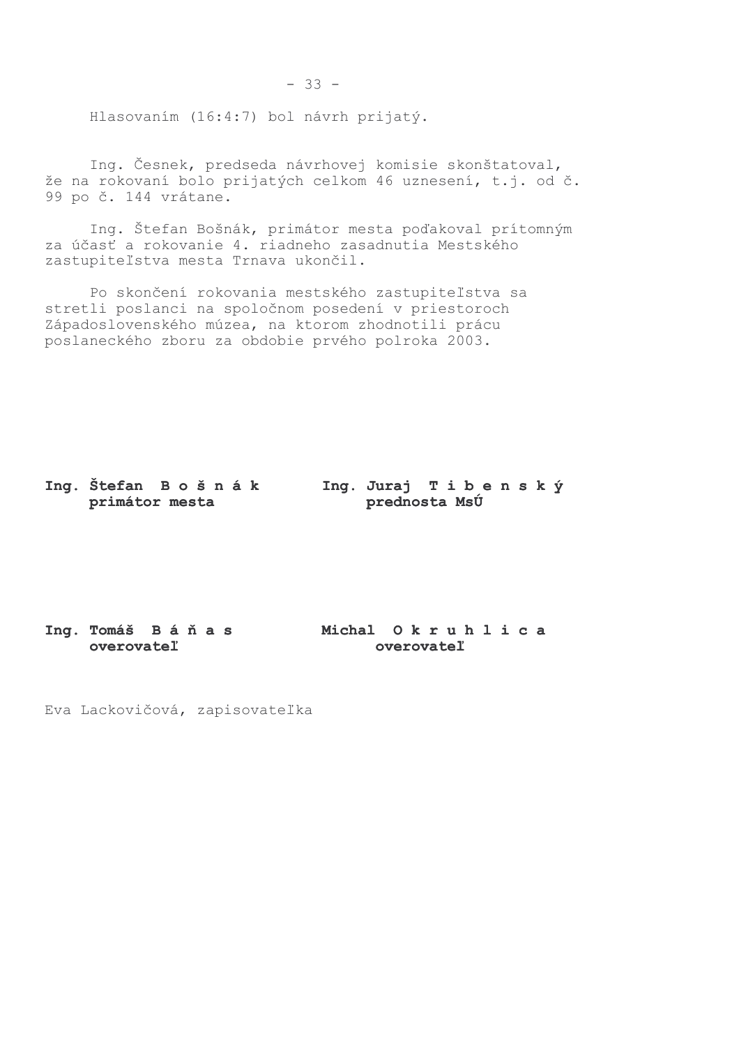Hlasovaním (16:4:7) bol návrh prijatý.

Ing. Česnek, predseda návrhovej komisie skonštatoval, že na rokovaní bolo prijatých celkom 46 uznesení, t.j. od č. 99 po č. 144 vrátane.

Ing. Štefan Bošnák, primátor mesta poďakoval prítomným za účasť a rokovanie 4. riadneho zasadnutia Mestského zastupiteľstva mesta Trnava ukončil.

Po skončení rokovania mestského zastupiteľstva sa stretli poslanci na spoločnom posedení v priestoroch Západoslovenského múzea, na ktorom zhodnotili prácu poslaneckého zboru za obdobie prvého polroka 2003.

**Ing. Štefan B o š n á k**
**primátor mesta**

**Ing. Juraj T i b e n s k ý**
**prednosta MsÚ**

**Ing. Tomáš B á ň a s**
**overovateľ**

**Michal O k r u h l i c a**
**overovateľ**

Eva Lackovičová, zapisovateľka